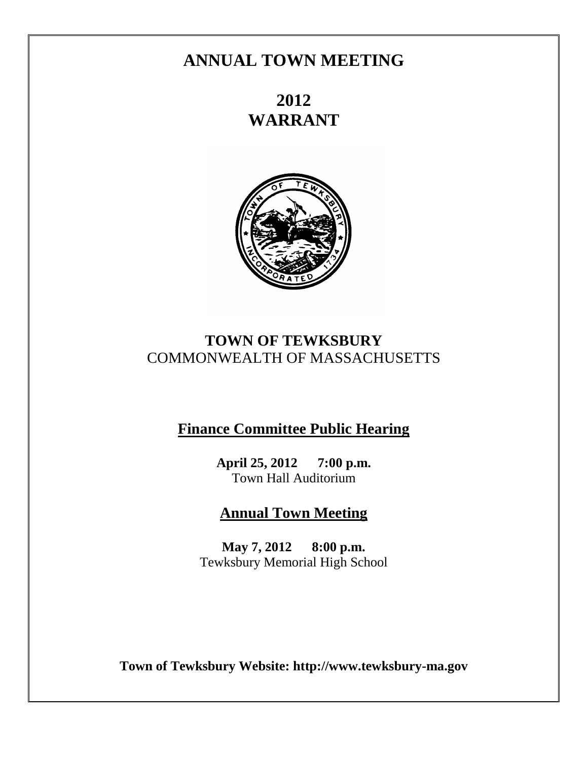# ANNUAL TOWN MEETING

## 2012
## WARRANT

## TOWN OF TEWKSBURY
COMMONWEALTH OF MASSACHUSETTS

## Finance Committee Public Hearing

**April 25, 2012 7:00 p.m.**
Town Hall Auditorium

## Annual Town Meeting

**May 7, 2012 8:00 p.m.**
Tewksbury Memorial High School

**Town of Tewksbury Website: http://www.tewksbury-ma.gov**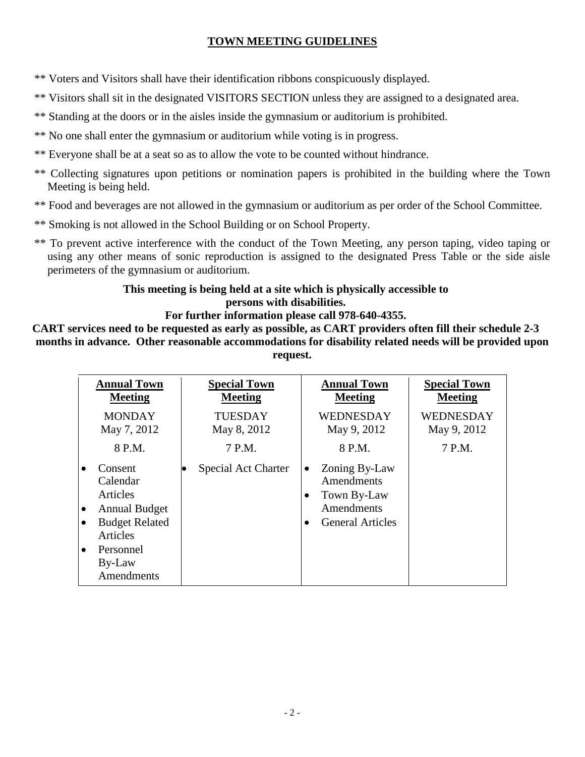# TOWN MEETING GUIDELINES

** Voters and Visitors shall have their identification ribbons conspicuously displayed.

** Visitors shall sit in the designated VISITORS SECTION unless they are assigned to a designated area.

** Standing at the doors or in the aisles inside the gymnasium or auditorium is prohibited.

** No one shall enter the gymnasium or auditorium while voting is in progress.

** Everyone shall be at a seat so as to allow the vote to be counted without hindrance.

** Collecting signatures upon petitions or nomination papers is prohibited in the building where the Town Meeting is being held.

** Food and beverages are not allowed in the gymnasium or auditorium as per order of the School Committee.

** Smoking is not allowed in the School Building or on School Property.

** To prevent active interference with the conduct of the Town Meeting, any person taping, video taping or using any other means of sonic reproduction is assigned to the designated Press Table or the side aisle perimeters of the gymnasium or auditorium.

**This meeting is being held at a site which is physically accessible to persons with disabilities.**

**For further information please call 978-640-4355.**

**CART services need to be requested as early as possible, as CART providers often fill their schedule 2-3 months in advance. Other reasonable accommodations for disability related needs will be provided upon request.**

| **Annual Town Meeting** | **Special Town Meeting** | **Annual Town Meeting** | **Special Town Meeting** |
|---|---|---|---|
| MONDAY May 7, 2012 | TUESDAY May 8, 2012 | WEDNESDAY May 9, 2012 | WEDNESDAY May 9, 2012 |
| 8 P.M. | 7 P.M. | 8 P.M. | 7 P.M. |
| • Consent Calendar Articles<br>• Annual Budget<br>• Budget Related Articles<br>• Personnel By-Law Amendments | • Special Act Charter | • Zoning By-Law Amendments<br>• Town By-Law Amendments<br>• General Articles | |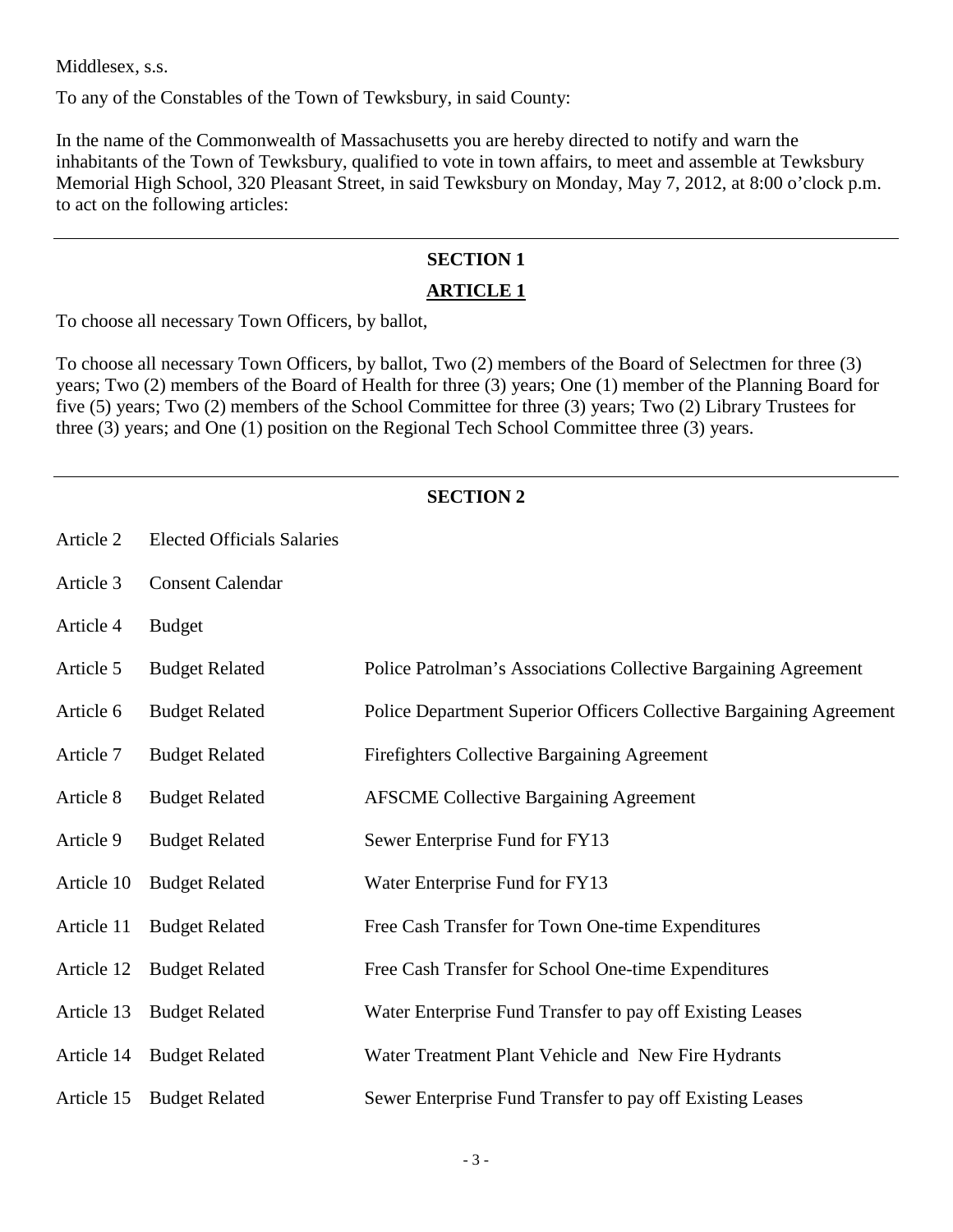Middlesex, s.s.

To any of the Constables of the Town of Tewksbury, in said County:

In the name of the Commonwealth of Massachusetts you are hereby directed to notify and warn the inhabitants of the Town of Tewksbury, qualified to vote in town affairs, to meet and assemble at Tewksbury Memorial High School, 320 Pleasant Street, in said Tewksbury on Monday, May 7, 2012, at 8:00 o'clock p.m. to act on the following articles:

---

## SECTION 1

### ARTICLE 1

To choose all necessary Town Officers, by ballot,

To choose all necessary Town Officers, by ballot, Two (2) members of the Board of Selectmen for three (3) years; Two (2) members of the Board of Health for three (3) years; One (1) member of the Planning Board for five (5) years; Two (2) members of the School Committee for three (3) years; Two (2) Library Trustees for three (3) years; and One (1) position on the Regional Tech School Committee three (3) years.

---

## SECTION 2

| | | |
|---|---|---|
| Article 2 | Elected Officials Salaries | |
| Article 3 | Consent Calendar | |
| Article 4 | Budget | |
| Article 5 | Budget Related | Police Patrolman's Associations Collective Bargaining Agreement |
| Article 6 | Budget Related | Police Department Superior Officers Collective Bargaining Agreement |
| Article 7 | Budget Related | Firefighters Collective Bargaining Agreement |
| Article 8 | Budget Related | AFSCME Collective Bargaining Agreement |
| Article 9 | Budget Related | Sewer Enterprise Fund for FY13 |
| Article 10 | Budget Related | Water Enterprise Fund for FY13 |
| Article 11 | Budget Related | Free Cash Transfer for Town One-time Expenditures |
| Article 12 | Budget Related | Free Cash Transfer for School One-time Expenditures |
| Article 13 | Budget Related | Water Enterprise Fund Transfer to pay off Existing Leases |
| Article 14 | Budget Related | Water Treatment Plant Vehicle and New Fire Hydrants |
| Article 15 | Budget Related | Sewer Enterprise Fund Transfer to pay off Existing Leases |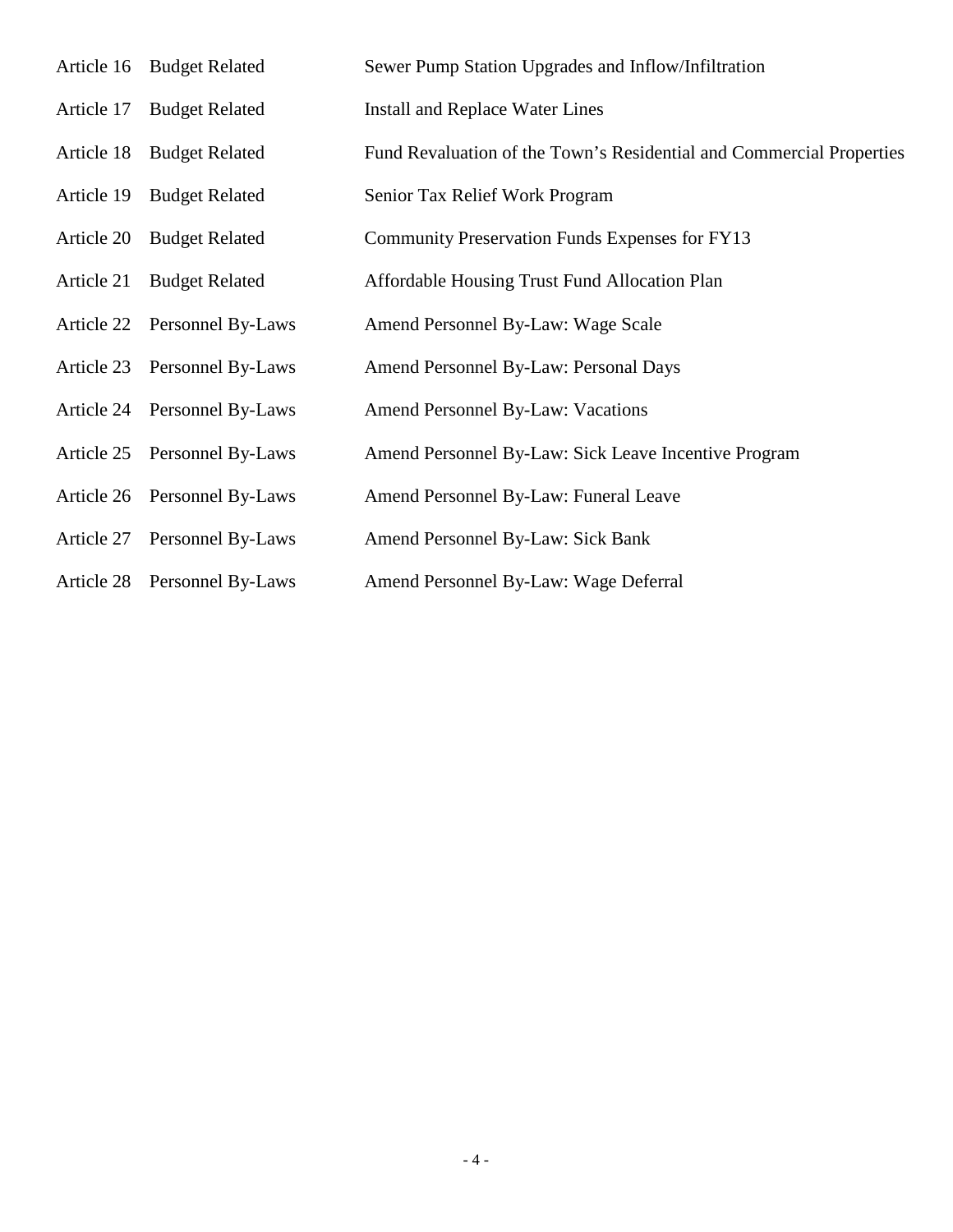| | | |
|---|---|---|
| Article 16 | Budget Related | Sewer Pump Station Upgrades and Inflow/Infiltration |
| Article 17 | Budget Related | Install and Replace Water Lines |
| Article 18 | Budget Related | Fund Revaluation of the Town's Residential and Commercial Properties |
| Article 19 | Budget Related | Senior Tax Relief Work Program |
| Article 20 | Budget Related | Community Preservation Funds Expenses for FY13 |
| Article 21 | Budget Related | Affordable Housing Trust Fund Allocation Plan |
| Article 22 | Personnel By-Laws | Amend Personnel By-Law: Wage Scale |
| Article 23 | Personnel By-Laws | Amend Personnel By-Law: Personal Days |
| Article 24 | Personnel By-Laws | Amend Personnel By-Law: Vacations |
| Article 25 | Personnel By-Laws | Amend Personnel By-Law: Sick Leave Incentive Program |
| Article 26 | Personnel By-Laws | Amend Personnel By-Law: Funeral Leave |
| Article 27 | Personnel By-Laws | Amend Personnel By-Law: Sick Bank |
| Article 28 | Personnel By-Laws | Amend Personnel By-Law: Wage Deferral |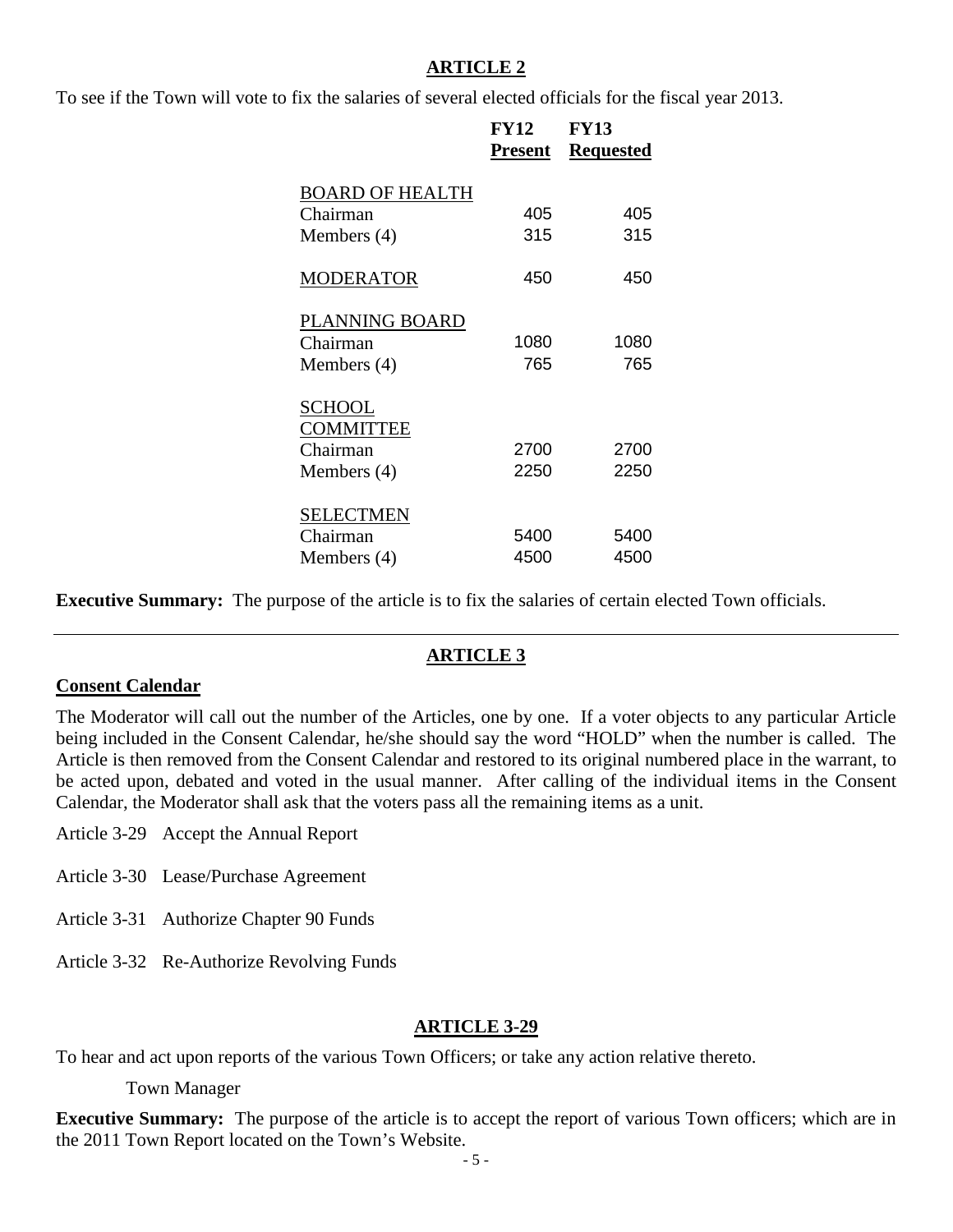## ARTICLE 2

To see if the Town will vote to fix the salaries of several elected officials for the fiscal year 2013.

| | FY12 Present | FY13 Requested |
|---|---|---|
| BOARD OF HEALTH | | |
| Chairman | 405 | 405 |
| Members (4) | 315 | 315 |
| MODERATOR | 450 | 450 |
| PLANNING BOARD | | |
| Chairman | 1080 | 1080 |
| Members (4) | 765 | 765 |
| SCHOOL COMMITTEE | | |
| Chairman | 2700 | 2700 |
| Members (4) | 2250 | 2250 |
| SELECTMEN | | |
| Chairman | 5400 | 5400 |
| Members (4) | 4500 | 4500 |

**Executive Summary:** The purpose of the article is to fix the salaries of certain elected Town officials.

---

## ARTICLE 3

**Consent Calendar**

The Moderator will call out the number of the Articles, one by one. If a voter objects to any particular Article being included in the Consent Calendar, he/she should say the word "HOLD" when the number is called. The Article is then removed from the Consent Calendar and restored to its original numbered place in the warrant, to be acted upon, debated and voted in the usual manner. After calling of the individual items in the Consent Calendar, the Moderator shall ask that the voters pass all the remaining items as a unit.

Article 3-29 Accept the Annual Report

Article 3-30 Lease/Purchase Agreement

Article 3-31 Authorize Chapter 90 Funds

Article 3-32 Re-Authorize Revolving Funds

## ARTICLE 3-29

To hear and act upon reports of the various Town Officers; or take any action relative thereto.

Town Manager

**Executive Summary:** The purpose of the article is to accept the report of various Town officers; which are in the 2011 Town Report located on the Town's Website.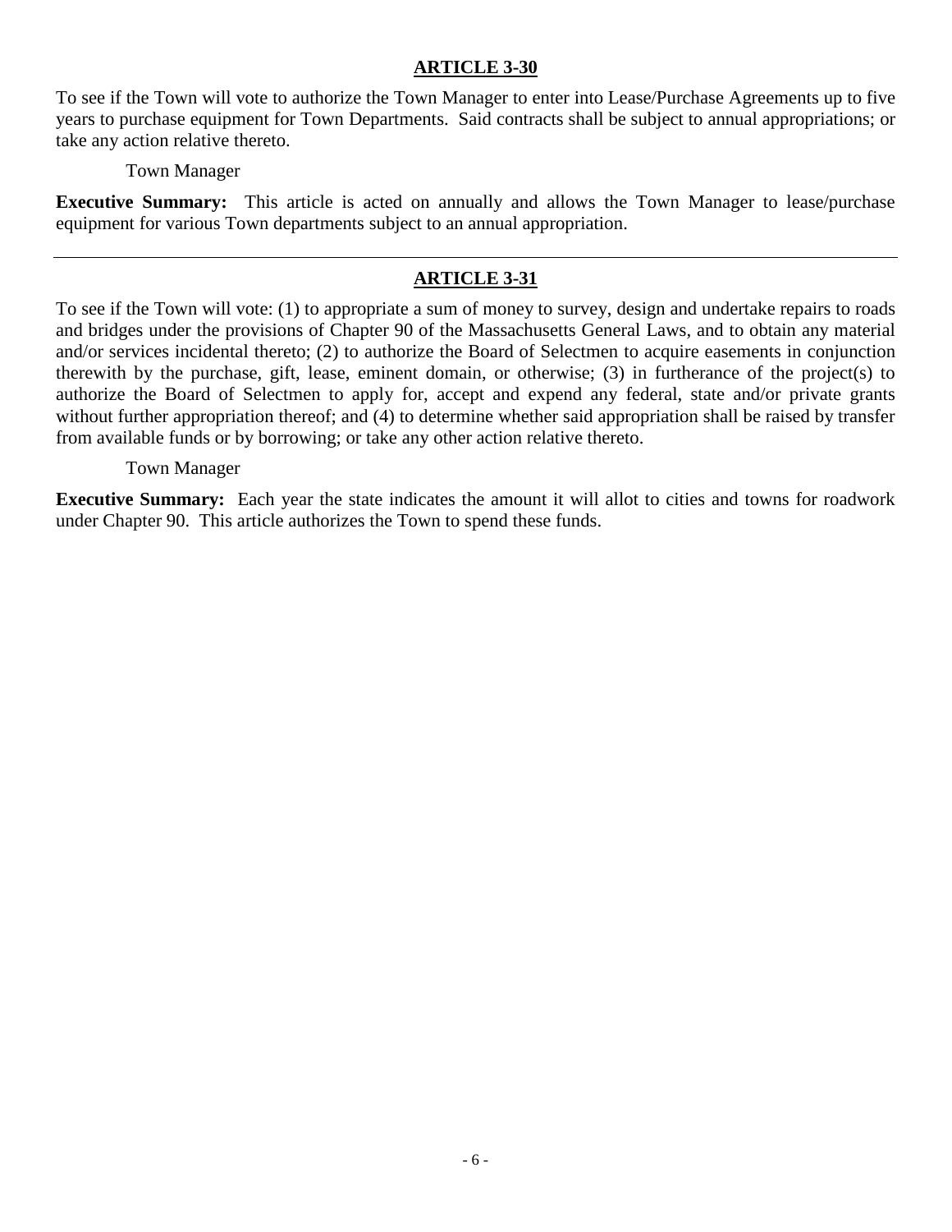## ARTICLE 3-30

To see if the Town will vote to authorize the Town Manager to enter into Lease/Purchase Agreements up to five years to purchase equipment for Town Departments. Said contracts shall be subject to annual appropriations; or take any action relative thereto.

Town Manager

**Executive Summary:** This article is acted on annually and allows the Town Manager to lease/purchase equipment for various Town departments subject to an annual appropriation.

---

## ARTICLE 3-31

To see if the Town will vote: (1) to appropriate a sum of money to survey, design and undertake repairs to roads and bridges under the provisions of Chapter 90 of the Massachusetts General Laws, and to obtain any material and/or services incidental thereto; (2) to authorize the Board of Selectmen to acquire easements in conjunction therewith by the purchase, gift, lease, eminent domain, or otherwise; (3) in furtherance of the project(s) to authorize the Board of Selectmen to apply for, accept and expend any federal, state and/or private grants without further appropriation thereof; and (4) to determine whether said appropriation shall be raised by transfer from available funds or by borrowing; or take any other action relative thereto.

Town Manager

**Executive Summary:** Each year the state indicates the amount it will allot to cities and towns for roadwork under Chapter 90. This article authorizes the Town to spend these funds.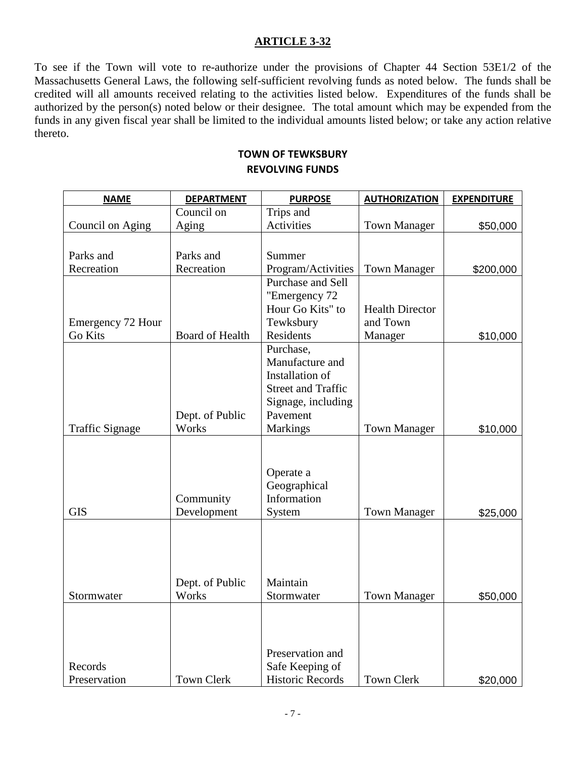## ARTICLE 3-32

To see if the Town will vote to re-authorize under the provisions of Chapter 44 Section 53E1/2 of the Massachusetts General Laws, the following self-sufficient revolving funds as noted below. The funds shall be credited will all amounts received relating to the activities listed below. Expenditures of the funds shall be authorized by the person(s) noted below or their designee. The total amount which may be expended from the funds in any given fiscal year shall be limited to the individual amounts listed below; or take any action relative thereto.

**TOWN OF TEWKSBURY**
**REVOLVING FUNDS**

| NAME | DEPARTMENT | PURPOSE | AUTHORIZATION | EXPENDITURE |
|---|---|---|---|---|
| Council on Aging | Council on Aging | Trips and Activities | Town Manager | $50,000 |
| Parks and Recreation | Parks and Recreation | Summer Program/Activities | Town Manager | $200,000 |
| Emergency 72 Hour Go Kits | Board of Health | Purchase and Sell "Emergency 72 Hour Go Kits" to Tewksbury Residents | Health Director and Town Manager | $10,000 |
| Traffic Signage | Dept. of Public Works | Purchase, Manufacture and Installation of Street and Traffic Signage, including Pavement Markings | Town Manager | $10,000 |
| GIS | Community Development | Operate a Geographical Information System | Town Manager | $25,000 |
| Stormwater | Dept. of Public Works | Maintain Stormwater | Town Manager | $50,000 |
| Records Preservation | Town Clerk | Preservation and Safe Keeping of Historic Records | Town Clerk | $20,000 |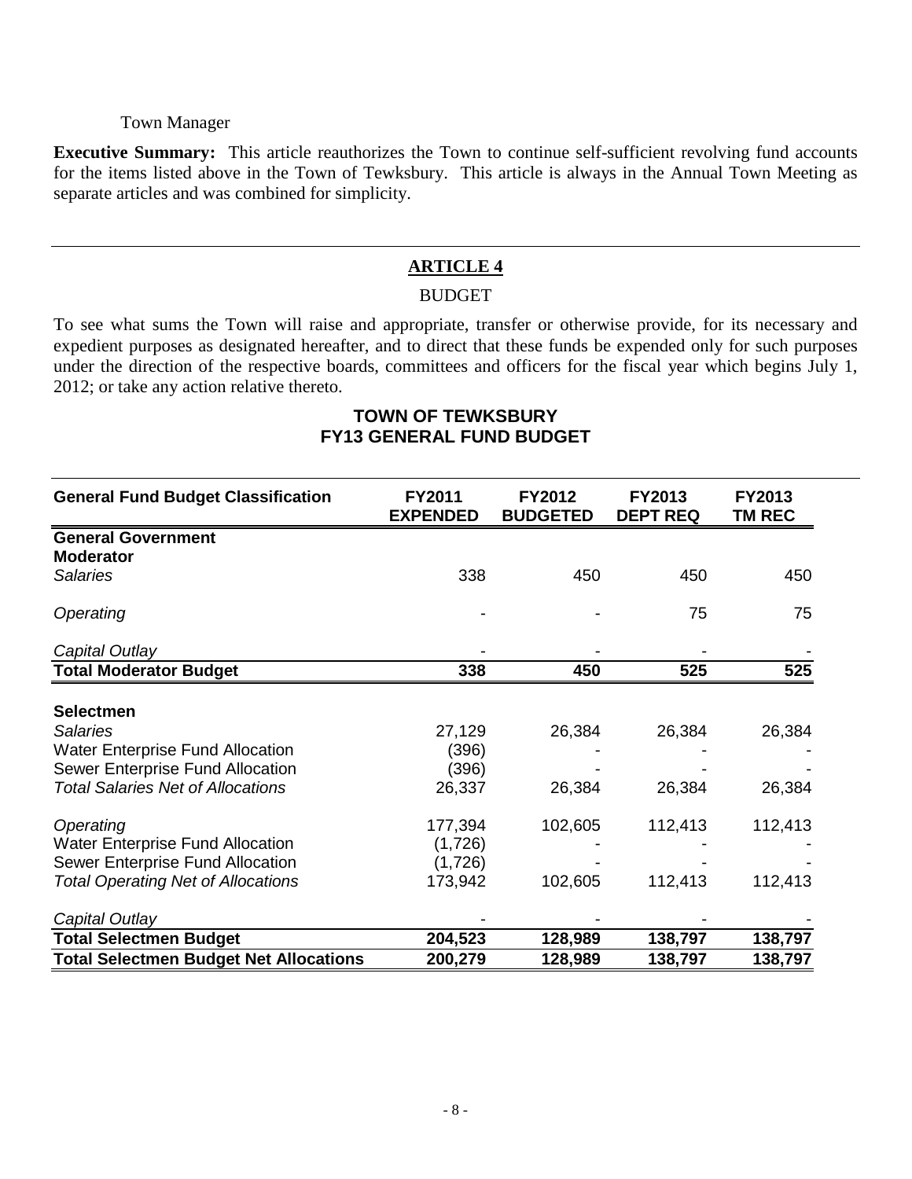Town Manager

**Executive Summary:** This article reauthorizes the Town to continue self-sufficient revolving fund accounts for the items listed above in the Town of Tewksbury. This article is always in the Annual Town Meeting as separate articles and was combined for simplicity.

---

## ARTICLE 4

BUDGET

To see what sums the Town will raise and appropriate, transfer or otherwise provide, for its necessary and expedient purposes as designated hereafter, and to direct that these funds be expended only for such purposes under the direction of the respective boards, committees and officers for the fiscal year which begins July 1, 2012; or take any action relative thereto.

### TOWN OF TEWKSBURY
### FY13 GENERAL FUND BUDGET

| General Fund Budget Classification | FY2011 EXPENDED | FY2012 BUDGETED | FY2013 DEPT REQ | FY2013 TM REC |
|---|---|---|---|---|
| **General Government** | | | | |
| **Moderator** | | | | |
| *Salaries* | 338 | 450 | 450 | 450 |
| *Operating* | - | - | 75 | 75 |
| *Capital Outlay* | - | - | - | - |
| **Total Moderator Budget** | **338** | **450** | **525** | **525** |
| **Selectmen** | | | | |
| *Salaries* | 27,129 | 26,384 | 26,384 | 26,384 |
| Water Enterprise Fund Allocation | (396) | - | - | - |
| Sewer Enterprise Fund Allocation | (396) | - | - | - |
| *Total Salaries Net of Allocations* | 26,337 | 26,384 | 26,384 | 26,384 |
| *Operating* | 177,394 | 102,605 | 112,413 | 112,413 |
| Water Enterprise Fund Allocation | (1,726) | - | - | - |
| Sewer Enterprise Fund Allocation | (1,726) | - | - | - |
| *Total Operating Net of Allocations* | 173,942 | 102,605 | 112,413 | 112,413 |
| *Capital Outlay* | - | - | - | - |
| **Total Selectmen Budget** | **204,523** | **128,989** | **138,797** | **138,797** |
| **Total Selectmen Budget Net Allocations** | **200,279** | **128,989** | **138,797** | **138,797** |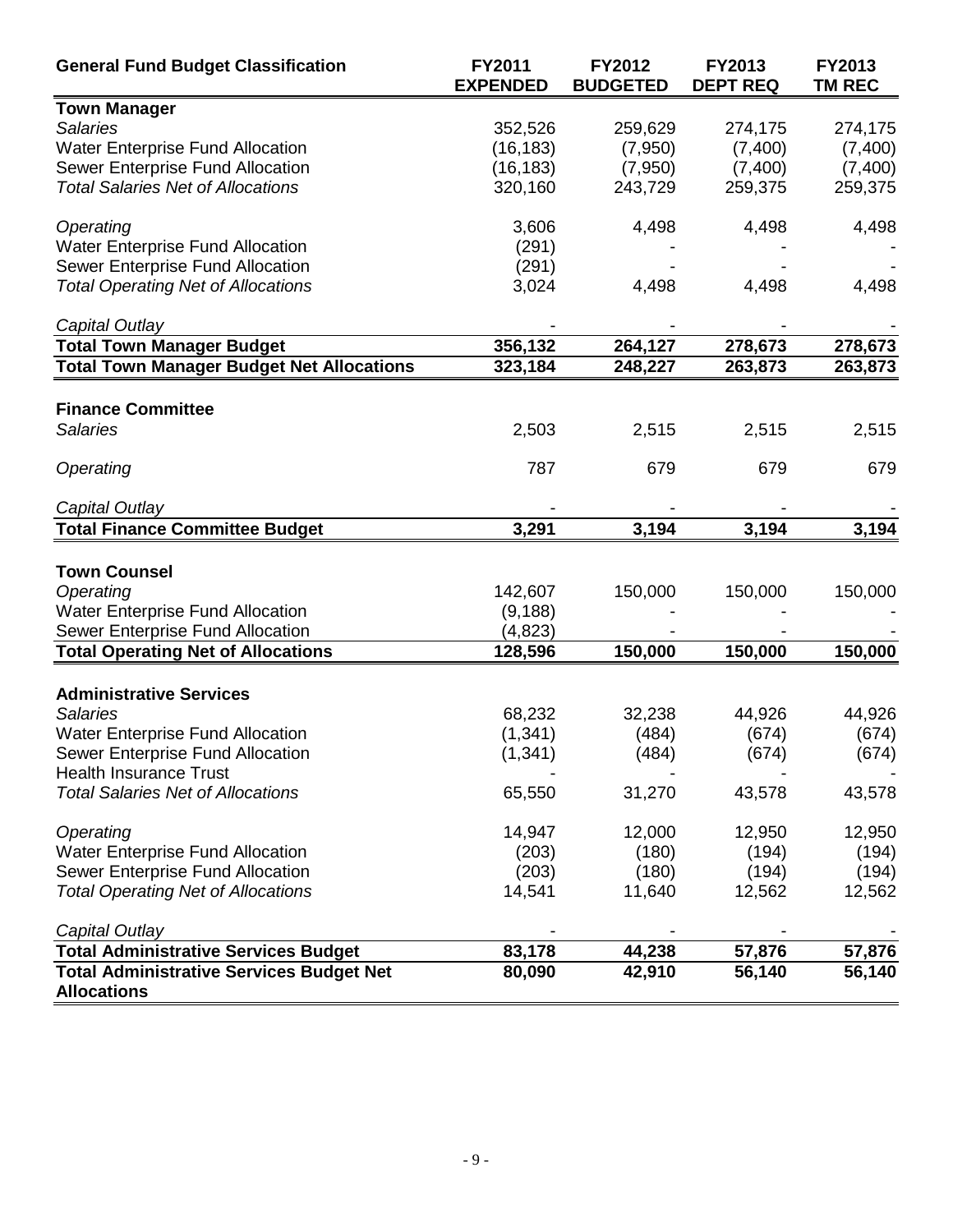| General Fund Budget Classification | FY2011 EXPENDED | FY2012 BUDGETED | FY2013 DEPT REQ | FY2013 TM REC |
|---|---|---|---|---|
| **Town Manager** | | | | |
| *Salaries* | 352,526 | 259,629 | 274,175 | 274,175 |
| Water Enterprise Fund Allocation | (16,183) | (7,950) | (7,400) | (7,400) |
| Sewer Enterprise Fund Allocation | (16,183) | (7,950) | (7,400) | (7,400) |
| *Total Salaries Net of Allocations* | 320,160 | 243,729 | 259,375 | 259,375 |
| *Operating* | 3,606 | 4,498 | 4,498 | 4,498 |
| Water Enterprise Fund Allocation | (291) | - | - | - |
| Sewer Enterprise Fund Allocation | (291) | - | - | - |
| *Total Operating Net of Allocations* | 3,024 | 4,498 | 4,498 | 4,498 |
| *Capital Outlay* | - | - | - | - |
| **Total Town Manager Budget** | **356,132** | **264,127** | **278,673** | **278,673** |
| **Total Town Manager Budget Net Allocations** | **323,184** | **248,227** | **263,873** | **263,873** |
| **Finance Committee** | | | | |
| *Salaries* | 2,503 | 2,515 | 2,515 | 2,515 |
| *Operating* | 787 | 679 | 679 | 679 |
| *Capital Outlay* | - | - | - | - |
| **Total Finance Committee Budget** | **3,291** | **3,194** | **3,194** | **3,194** |
| **Town Counsel** | | | | |
| *Operating* | 142,607 | 150,000 | 150,000 | 150,000 |
| Water Enterprise Fund Allocation | (9,188) | - | - | - |
| Sewer Enterprise Fund Allocation | (4,823) | - | - | - |
| **Total Operating Net of Allocations** | **128,596** | **150,000** | **150,000** | **150,000** |
| **Administrative Services** | | | | |
| *Salaries* | 68,232 | 32,238 | 44,926 | 44,926 |
| Water Enterprise Fund Allocation | (1,341) | (484) | (674) | (674) |
| Sewer Enterprise Fund Allocation | (1,341) | (484) | (674) | (674) |
| Health Insurance Trust | - | - | - | - |
| *Total Salaries Net of Allocations* | 65,550 | 31,270 | 43,578 | 43,578 |
| *Operating* | 14,947 | 12,000 | 12,950 | 12,950 |
| Water Enterprise Fund Allocation | (203) | (180) | (194) | (194) |
| Sewer Enterprise Fund Allocation | (203) | (180) | (194) | (194) |
| *Total Operating Net of Allocations* | 14,541 | 11,640 | 12,562 | 12,562 |
| *Capital Outlay* | - | - | - | - |
| **Total Administrative Services Budget** | **83,178** | **44,238** | **57,876** | **57,876** |
| **Total Administrative Services Budget Net Allocations** | **80,090** | **42,910** | **56,140** | **56,140** |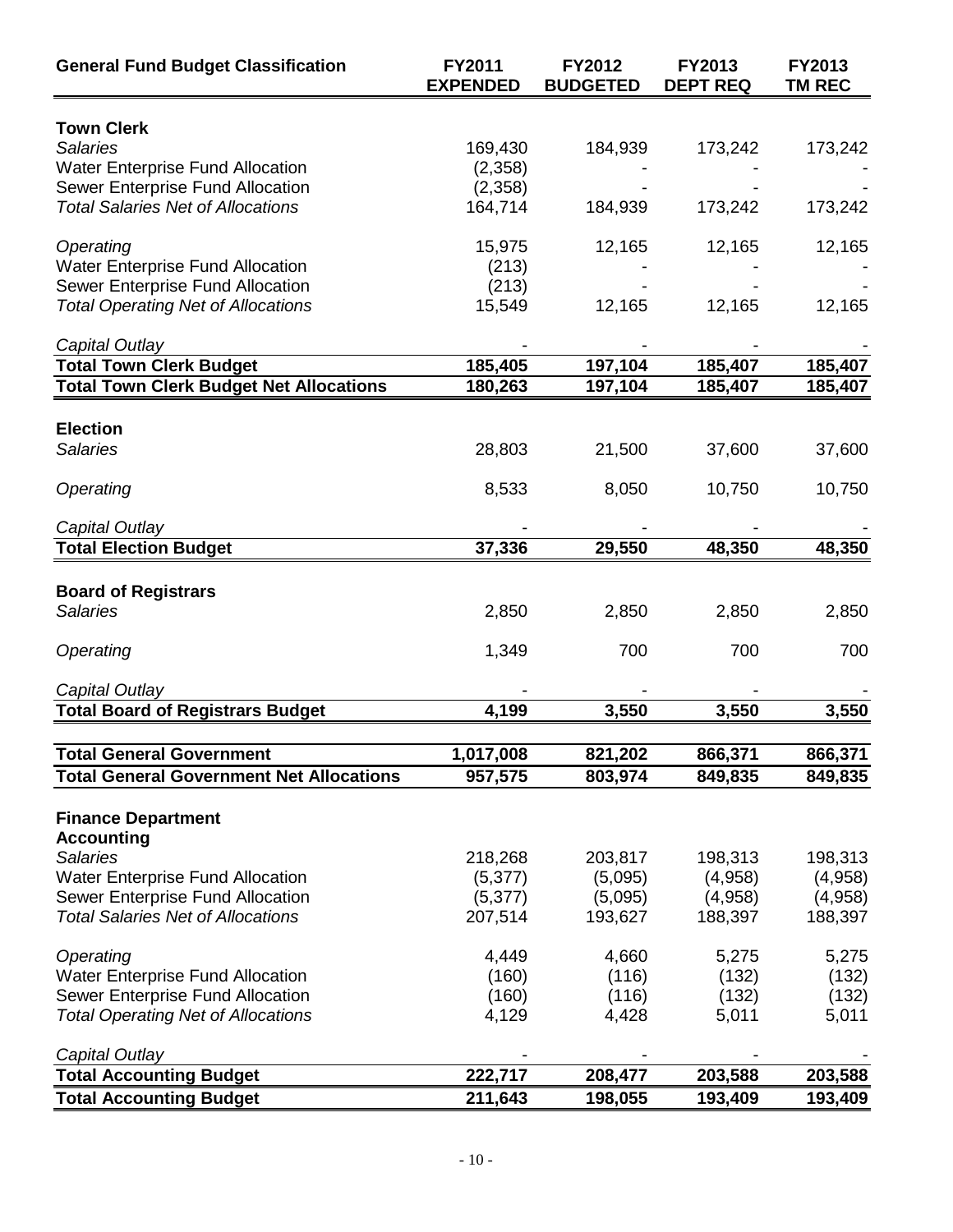| General Fund Budget Classification | FY2011 EXPENDED | FY2012 BUDGETED | FY2013 DEPT REQ | FY2013 TM REC |
|---|---|---|---|---|
| **Town Clerk** | | | | |
| *Salaries* | 169,430 | 184,939 | 173,242 | 173,242 |
| Water Enterprise Fund Allocation | (2,358) | - | - | - |
| Sewer Enterprise Fund Allocation | (2,358) | - | - | - |
| *Total Salaries Net of Allocations* | 164,714 | 184,939 | 173,242 | 173,242 |
| *Operating* | 15,975 | 12,165 | 12,165 | 12,165 |
| Water Enterprise Fund Allocation | (213) | - | - | - |
| Sewer Enterprise Fund Allocation | (213) | - | - | - |
| *Total Operating Net of Allocations* | 15,549 | 12,165 | 12,165 | 12,165 |
| *Capital Outlay* | - | - | - | - |
| **Total Town Clerk Budget** | **185,405** | **197,104** | **185,407** | **185,407** |
| **Total Town Clerk Budget Net Allocations** | **180,263** | **197,104** | **185,407** | **185,407** |
| **Election** | | | | |
| *Salaries* | 28,803 | 21,500 | 37,600 | 37,600 |
| *Operating* | 8,533 | 8,050 | 10,750 | 10,750 |
| *Capital Outlay* | - | - | - | - |
| **Total Election Budget** | **37,336** | **29,550** | **48,350** | **48,350** |
| **Board of Registrars** | | | | |
| *Salaries* | 2,850 | 2,850 | 2,850 | 2,850 |
| *Operating* | 1,349 | 700 | 700 | 700 |
| *Capital Outlay* | - | - | - | - |
| **Total Board of Registrars Budget** | **4,199** | **3,550** | **3,550** | **3,550** |
| **Total General Government** | **1,017,008** | **821,202** | **866,371** | **866,371** |
| **Total General Government Net Allocations** | **957,575** | **803,974** | **849,835** | **849,835** |
| **Finance Department** | | | | |
| **Accounting** | | | | |
| *Salaries* | 218,268 | 203,817 | 198,313 | 198,313 |
| Water Enterprise Fund Allocation | (5,377) | (5,095) | (4,958) | (4,958) |
| Sewer Enterprise Fund Allocation | (5,377) | (5,095) | (4,958) | (4,958) |
| *Total Salaries Net of Allocations* | 207,514 | 193,627 | 188,397 | 188,397 |
| *Operating* | 4,449 | 4,660 | 5,275 | 5,275 |
| Water Enterprise Fund Allocation | (160) | (116) | (132) | (132) |
| Sewer Enterprise Fund Allocation | (160) | (116) | (132) | (132) |
| *Total Operating Net of Allocations* | 4,129 | 4,428 | 5,011 | 5,011 |
| *Capital Outlay* | - | - | - | - |
| **Total Accounting Budget** | **222,717** | **208,477** | **203,588** | **203,588** |
| **Total Accounting Budget** | **211,643** | **198,055** | **193,409** | **193,409** |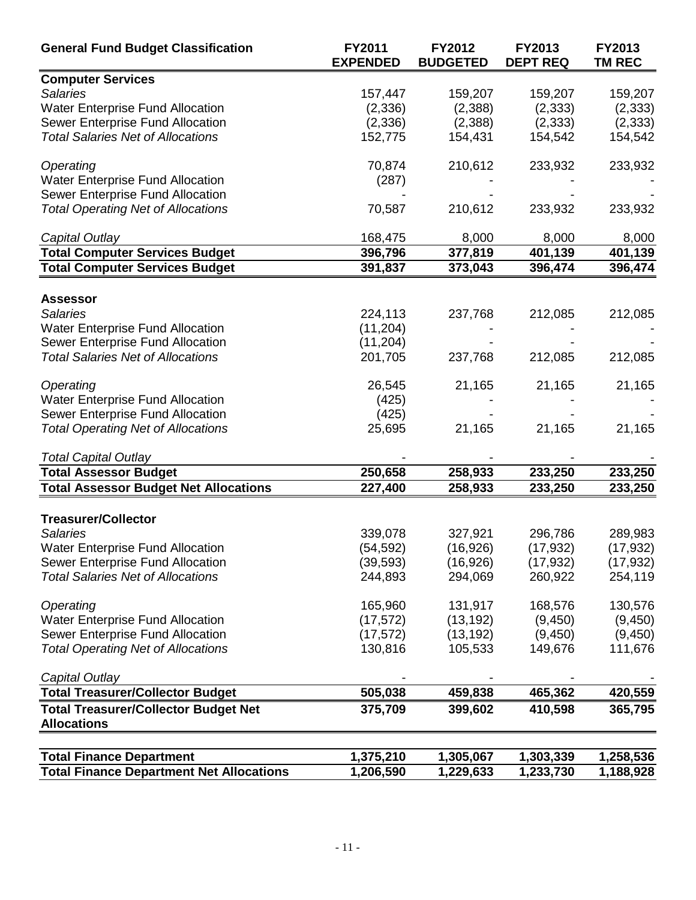| General Fund Budget Classification | FY2011 EXPENDED | FY2012 BUDGETED | FY2013 DEPT REQ | FY2013 TM REC |
|---|---|---|---|---|
| **Computer Services** | | | | |
| *Salaries* | 157,447 | 159,207 | 159,207 | 159,207 |
| Water Enterprise Fund Allocation | (2,336) | (2,388) | (2,333) | (2,333) |
| Sewer Enterprise Fund Allocation | (2,336) | (2,388) | (2,333) | (2,333) |
| *Total Salaries Net of Allocations* | 152,775 | 154,431 | 154,542 | 154,542 |
| | | | | |
| *Operating* | 70,874 | 210,612 | 233,932 | 233,932 |
| Water Enterprise Fund Allocation | (287) | - | - | - |
| Sewer Enterprise Fund Allocation | - | - | - | - |
| *Total Operating Net of Allocations* | 70,587 | 210,612 | 233,932 | 233,932 |
| | | | | |
| *Capital Outlay* | 168,475 | 8,000 | 8,000 | 8,000 |
| **Total Computer Services Budget** | **396,796** | **377,819** | **401,139** | **401,139** |
| **Total Computer Services Budget** | **391,837** | **373,043** | **396,474** | **396,474** |
| | | | | |
| **Assessor** | | | | |
| *Salaries* | 224,113 | 237,768 | 212,085 | 212,085 |
| Water Enterprise Fund Allocation | (11,204) | - | - | - |
| Sewer Enterprise Fund Allocation | (11,204) | - | - | - |
| *Total Salaries Net of Allocations* | 201,705 | 237,768 | 212,085 | 212,085 |
| | | | | |
| *Operating* | 26,545 | 21,165 | 21,165 | 21,165 |
| Water Enterprise Fund Allocation | (425) | - | - | - |
| Sewer Enterprise Fund Allocation | (425) | - | - | - |
| *Total Operating Net of Allocations* | 25,695 | 21,165 | 21,165 | 21,165 |
| | | | | |
| *Total Capital Outlay* | - | - | - | - |
| **Total Assessor Budget** | **250,658** | **258,933** | **233,250** | **233,250** |
| **Total Assessor Budget Net Allocations** | **227,400** | **258,933** | **233,250** | **233,250** |
| | | | | |
| **Treasurer/Collector** | | | | |
| *Salaries* | 339,078 | 327,921 | 296,786 | 289,983 |
| Water Enterprise Fund Allocation | (54,592) | (16,926) | (17,932) | (17,932) |
| Sewer Enterprise Fund Allocation | (39,593) | (16,926) | (17,932) | (17,932) |
| *Total Salaries Net of Allocations* | 244,893 | 294,069 | 260,922 | 254,119 |
| | | | | |
| *Operating* | 165,960 | 131,917 | 168,576 | 130,576 |
| Water Enterprise Fund Allocation | (17,572) | (13,192) | (9,450) | (9,450) |
| Sewer Enterprise Fund Allocation | (17,572) | (13,192) | (9,450) | (9,450) |
| *Total Operating Net of Allocations* | 130,816 | 105,533 | 149,676 | 111,676 |
| | | | | |
| *Capital Outlay* | - | - | - | - |
| **Total Treasurer/Collector Budget** | **505,038** | **459,838** | **465,362** | **420,559** |
| **Total Treasurer/Collector Budget Net Allocations** | **375,709** | **399,602** | **410,598** | **365,795** |
| | | | | |
| **Total Finance Department** | **1,375,210** | **1,305,067** | **1,303,339** | **1,258,536** |
| **Total Finance Department Net Allocations** | **1,206,590** | **1,229,633** | **1,233,730** | **1,188,928** |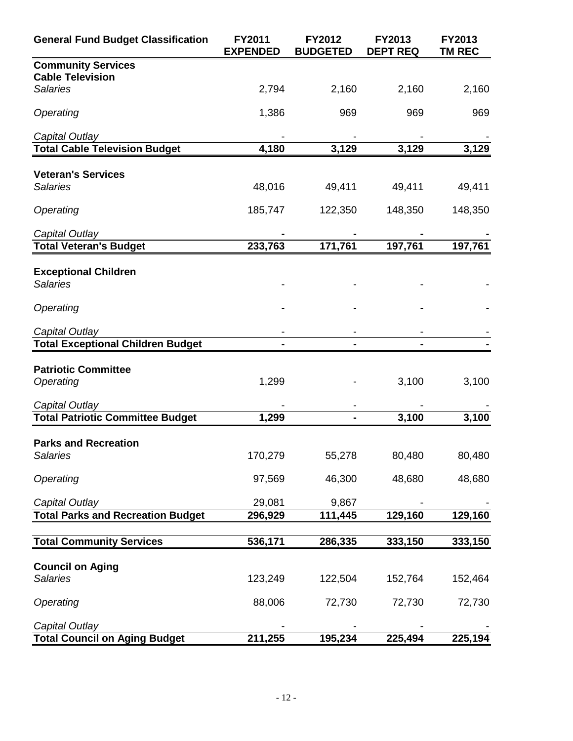| General Fund Budget Classification | FY2011 EXPENDED | FY2012 BUDGETED | FY2013 DEPT REQ | FY2013 TM REC |
|---|---|---|---|---|
| **Community Services** | | | | |
| **Cable Television** | | | | |
| *Salaries* | 2,794 | 2,160 | 2,160 | 2,160 |
| *Operating* | 1,386 | 969 | 969 | 969 |
| *Capital Outlay* | - | - | - | - |
| **Total Cable Television Budget** | **4,180** | **3,129** | **3,129** | **3,129** |
| **Veteran's Services** | | | | |
| *Salaries* | 48,016 | 49,411 | 49,411 | 49,411 |
| *Operating* | 185,747 | 122,350 | 148,350 | 148,350 |
| *Capital Outlay* | - | - | - | - |
| **Total Veteran's Budget** | **233,763** | **171,761** | **197,761** | **197,761** |
| **Exceptional Children** | | | | |
| *Salaries* | - | - | - | - |
| *Operating* | - | - | - | - |
| *Capital Outlay* | - | - | - | - |
| **Total Exceptional Children Budget** | **-** | **-** | **-** | **-** |
| **Patriotic Committee** | | | | |
| *Operating* | 1,299 | - | 3,100 | 3,100 |
| *Capital Outlay* | - | - | - | - |
| **Total Patriotic Committee Budget** | **1,299** | **-** | **3,100** | **3,100** |
| **Parks and Recreation** | | | | |
| *Salaries* | 170,279 | 55,278 | 80,480 | 80,480 |
| *Operating* | 97,569 | 46,300 | 48,680 | 48,680 |
| *Capital Outlay* | 29,081 | 9,867 | - | - |
| **Total Parks and Recreation Budget** | **296,929** | **111,445** | **129,160** | **129,160** |
| **Total Community Services** | **536,171** | **286,335** | **333,150** | **333,150** |
| **Council on Aging** | | | | |
| *Salaries* | 123,249 | 122,504 | 152,764 | 152,464 |
| *Operating* | 88,006 | 72,730 | 72,730 | 72,730 |
| *Capital Outlay* | - | - | - | - |
| **Total Council on Aging Budget** | **211,255** | **195,234** | **225,494** | **225,194** |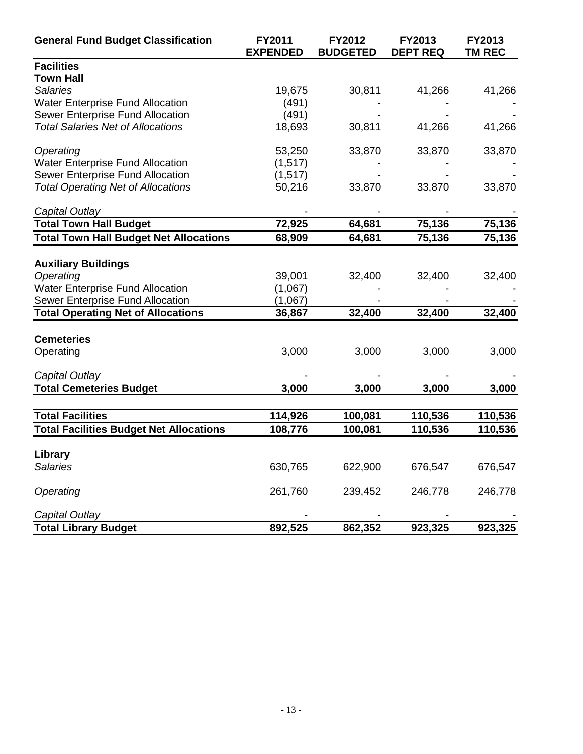| General Fund Budget Classification | FY2011 EXPENDED | FY2012 BUDGETED | FY2013 DEPT REQ | FY2013 TM REC |
|---|---|---|---|---|
| **Facilities** | | | | |
| **Town Hall** | | | | |
| *Salaries* | 19,675 | 30,811 | 41,266 | 41,266 |
| Water Enterprise Fund Allocation | (491) | - | - | - |
| Sewer Enterprise Fund Allocation | (491) | - | - | - |
| *Total Salaries Net of Allocations* | 18,693 | 30,811 | 41,266 | 41,266 |
| | | | | |
| *Operating* | 53,250 | 33,870 | 33,870 | 33,870 |
| Water Enterprise Fund Allocation | (1,517) | - | - | - |
| Sewer Enterprise Fund Allocation | (1,517) | - | - | - |
| *Total Operating Net of Allocations* | 50,216 | 33,870 | 33,870 | 33,870 |
| | | | | |
| *Capital Outlay* | - | - | - | - |
| **Total Town Hall Budget** | **72,925** | **64,681** | **75,136** | **75,136** |
| **Total Town Hall Budget Net Allocations** | **68,909** | **64,681** | **75,136** | **75,136** |
| | | | | |
| **Auxiliary Buildings** | | | | |
| *Operating* | 39,001 | 32,400 | 32,400 | 32,400 |
| Water Enterprise Fund Allocation | (1,067) | - | - | - |
| Sewer Enterprise Fund Allocation | (1,067) | - | - | - |
| **Total Operating Net of Allocations** | **36,867** | **32,400** | **32,400** | **32,400** |
| | | | | |
| **Cemeteries** | | | | |
| Operating | 3,000 | 3,000 | 3,000 | 3,000 |
| | | | | |
| *Capital Outlay* | - | - | - | - |
| **Total Cemeteries Budget** | **3,000** | **3,000** | **3,000** | **3,000** |
| | | | | |
| **Total Facilities** | **114,926** | **100,081** | **110,536** | **110,536** |
| **Total Facilities Budget Net Allocations** | **108,776** | **100,081** | **110,536** | **110,536** |
| | | | | |
| **Library** | | | | |
| *Salaries* | 630,765 | 622,900 | 676,547 | 676,547 |
| | | | | |
| *Operating* | 261,760 | 239,452 | 246,778 | 246,778 |
| | | | | |
| *Capital Outlay* | - | - | - | - |
| **Total Library Budget** | **892,525** | **862,352** | **923,325** | **923,325** |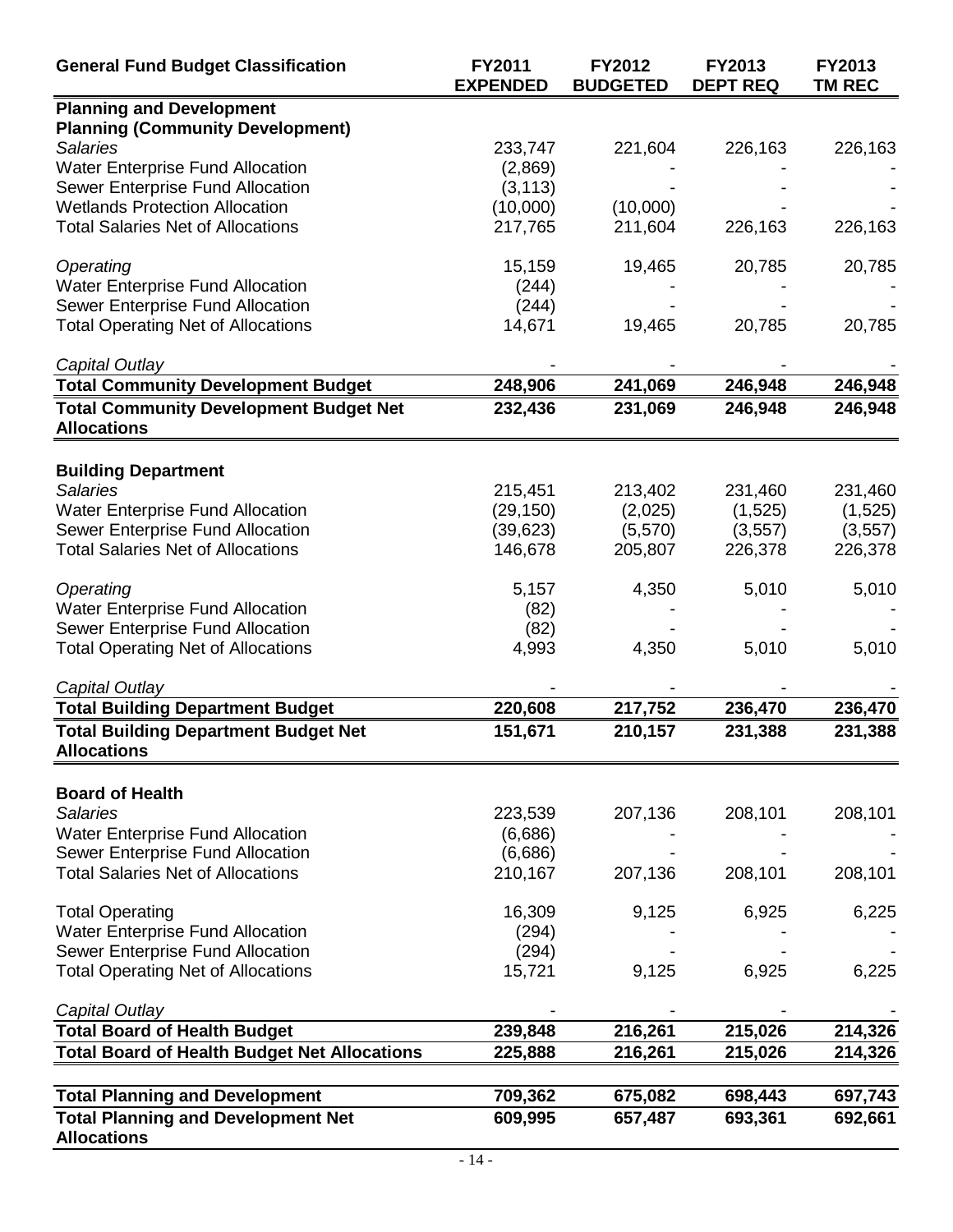| General Fund Budget Classification | FY2011 EXPENDED | FY2012 BUDGETED | FY2013 DEPT REQ | FY2013 TM REC |
|---|---|---|---|---|
| **Planning and Development** | | | | |
| **Planning (Community Development)** | | | | |
| *Salaries* | 233,747 | 221,604 | 226,163 | 226,163 |
| Water Enterprise Fund Allocation | (2,869) | - | - | - |
| Sewer Enterprise Fund Allocation | (3,113) | - | - | - |
| Wetlands Protection Allocation | (10,000) | (10,000) | - | - |
| Total Salaries Net of Allocations | 217,765 | 211,604 | 226,163 | 226,163 |
| *Operating* | 15,159 | 19,465 | 20,785 | 20,785 |
| Water Enterprise Fund Allocation | (244) | - | - | - |
| Sewer Enterprise Fund Allocation | (244) | - | - | - |
| Total Operating Net of Allocations | 14,671 | 19,465 | 20,785 | 20,785 |
| *Capital Outlay* | - | - | - | - |
| **Total Community Development Budget** | **248,906** | **241,069** | **246,948** | **246,948** |
| **Total Community Development Budget Net Allocations** | **232,436** | **231,069** | **246,948** | **246,948** |
| **Building Department** | | | | |
| *Salaries* | 215,451 | 213,402 | 231,460 | 231,460 |
| Water Enterprise Fund Allocation | (29,150) | (2,025) | (1,525) | (1,525) |
| Sewer Enterprise Fund Allocation | (39,623) | (5,570) | (3,557) | (3,557) |
| Total Salaries Net of Allocations | 146,678 | 205,807 | 226,378 | 226,378 |
| *Operating* | 5,157 | 4,350 | 5,010 | 5,010 |
| Water Enterprise Fund Allocation | (82) | - | - | - |
| Sewer Enterprise Fund Allocation | (82) | - | - | - |
| Total Operating Net of Allocations | 4,993 | 4,350 | 5,010 | 5,010 |
| *Capital Outlay* | - | - | - | - |
| **Total Building Department Budget** | **220,608** | **217,752** | **236,470** | **236,470** |
| **Total Building Department Budget Net Allocations** | **151,671** | **210,157** | **231,388** | **231,388** |
| **Board of Health** | | | | |
| *Salaries* | 223,539 | 207,136 | 208,101 | 208,101 |
| Water Enterprise Fund Allocation | (6,686) | - | - | - |
| Sewer Enterprise Fund Allocation | (6,686) | - | - | - |
| Total Salaries Net of Allocations | 210,167 | 207,136 | 208,101 | 208,101 |
| Total Operating | 16,309 | 9,125 | 6,925 | 6,225 |
| Water Enterprise Fund Allocation | (294) | - | - | - |
| Sewer Enterprise Fund Allocation | (294) | - | - | - |
| Total Operating Net of Allocations | 15,721 | 9,125 | 6,925 | 6,225 |
| *Capital Outlay* | - | - | - | - |
| **Total Board of Health Budget** | **239,848** | **216,261** | **215,026** | **214,326** |
| **Total Board of Health Budget Net Allocations** | **225,888** | **216,261** | **215,026** | **214,326** |
| **Total Planning and Development** | **709,362** | **675,082** | **698,443** | **697,743** |
| **Total Planning and Development Net Allocations** | **609,995** | **657,487** | **693,361** | **692,661** |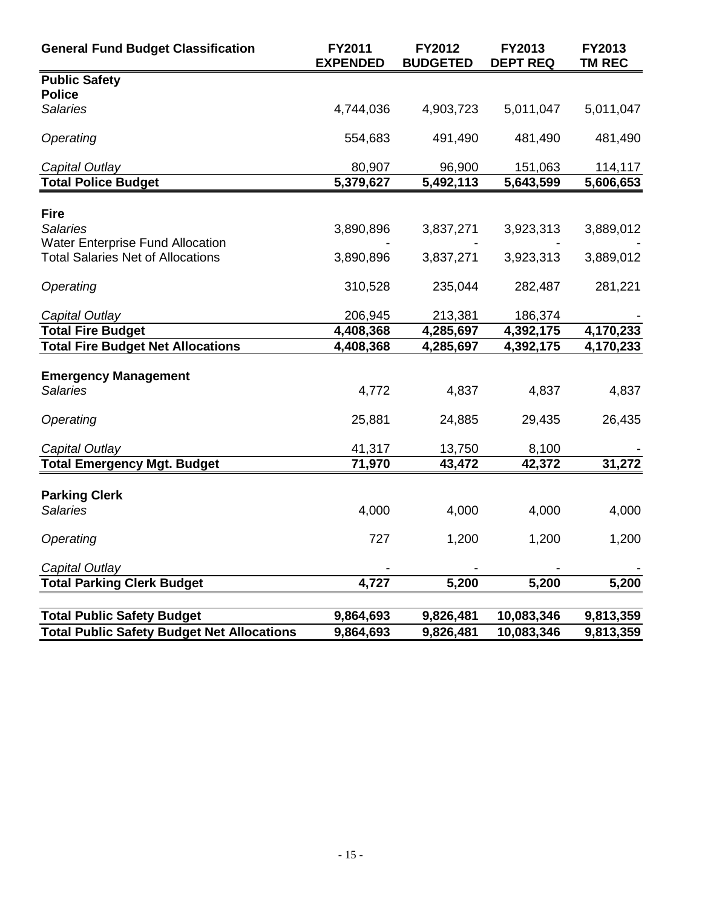| General Fund Budget Classification | FY2011 EXPENDED | FY2012 BUDGETED | FY2013 DEPT REQ | FY2013 TM REC |
|---|---|---|---|---|
| **Public Safety** | | | | |
| **Police** | | | | |
| *Salaries* | 4,744,036 | 4,903,723 | 5,011,047 | 5,011,047 |
| *Operating* | 554,683 | 491,490 | 481,490 | 481,490 |
| *Capital Outlay* | 80,907 | 96,900 | 151,063 | 114,117 |
| **Total Police Budget** | **5,379,627** | **5,492,113** | **5,643,599** | **5,606,653** |
| **Fire** | | | | |
| *Salaries* | 3,890,896 | 3,837,271 | 3,923,313 | 3,889,012 |
| Water Enterprise Fund Allocation | - | - | - | - |
| Total Salaries Net of Allocations | 3,890,896 | 3,837,271 | 3,923,313 | 3,889,012 |
| *Operating* | 310,528 | 235,044 | 282,487 | 281,221 |
| *Capital Outlay* | 206,945 | 213,381 | 186,374 | - |
| **Total Fire Budget** | **4,408,368** | **4,285,697** | **4,392,175** | **4,170,233** |
| **Total Fire Budget Net Allocations** | **4,408,368** | **4,285,697** | **4,392,175** | **4,170,233** |
| **Emergency Management** | | | | |
| *Salaries* | 4,772 | 4,837 | 4,837 | 4,837 |
| *Operating* | 25,881 | 24,885 | 29,435 | 26,435 |
| *Capital Outlay* | 41,317 | 13,750 | 8,100 | - |
| **Total Emergency Mgt. Budget** | **71,970** | **43,472** | **42,372** | **31,272** |
| **Parking Clerk** | | | | |
| *Salaries* | 4,000 | 4,000 | 4,000 | 4,000 |
| *Operating* | 727 | 1,200 | 1,200 | 1,200 |
| *Capital Outlay* | - | - | - | - |
| **Total Parking Clerk Budget** | **4,727** | **5,200** | **5,200** | **5,200** |
| **Total Public Safety Budget** | **9,864,693** | **9,826,481** | **10,083,346** | **9,813,359** |
| **Total Public Safety Budget Net Allocations** | **9,864,693** | **9,826,481** | **10,083,346** | **9,813,359** |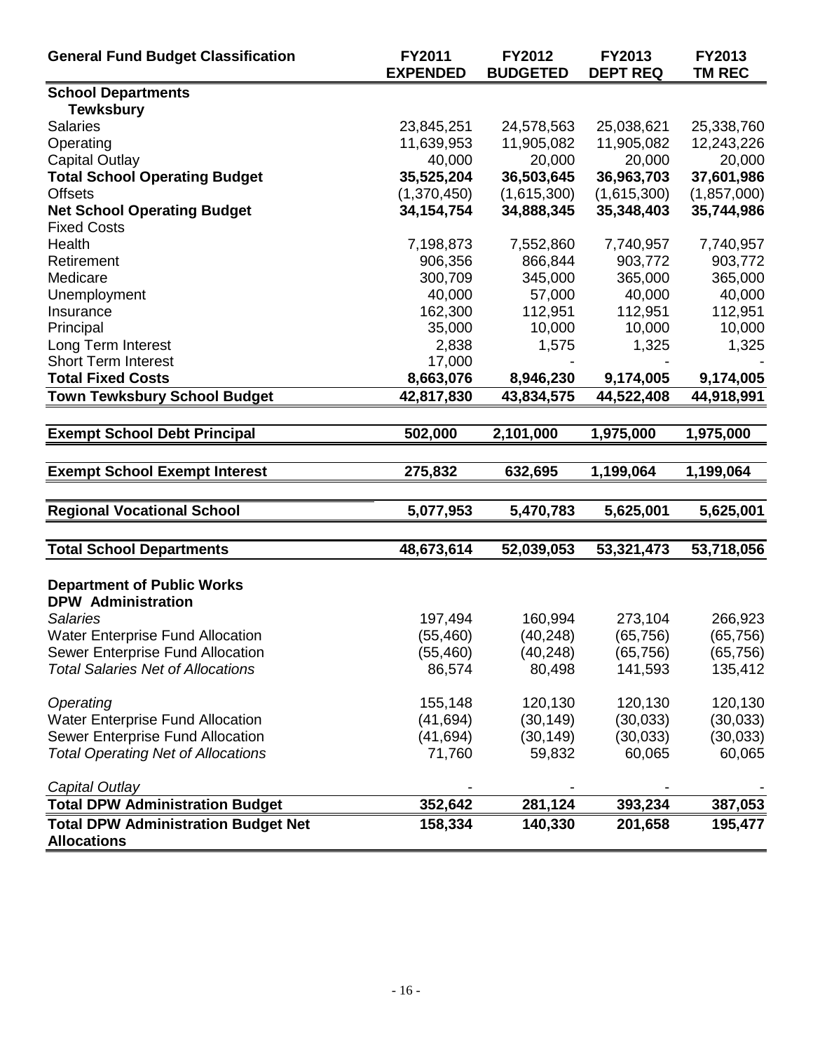| General Fund Budget Classification | FY2011 EXPENDED | FY2012 BUDGETED | FY2013 DEPT REQ | FY2013 TM REC |
|---|---|---|---|---|
| **School Departments** | | | | |
| **Tewksbury** | | | | |
| Salaries | 23,845,251 | 24,578,563 | 25,038,621 | 25,338,760 |
| Operating | 11,639,953 | 11,905,082 | 11,905,082 | 12,243,226 |
| Capital Outlay | 40,000 | 20,000 | 20,000 | 20,000 |
| **Total School Operating Budget** | **35,525,204** | **36,503,645** | **36,963,703** | **37,601,986** |
| Offsets | (1,370,450) | (1,615,300) | (1,615,300) | (1,857,000) |
| **Net School Operating Budget** | **34,154,754** | **34,888,345** | **35,348,403** | **35,744,986** |
| Fixed Costs | | | | |
| Health | 7,198,873 | 7,552,860 | 7,740,957 | 7,740,957 |
| Retirement | 906,356 | 866,844 | 903,772 | 903,772 |
| Medicare | 300,709 | 345,000 | 365,000 | 365,000 |
| Unemployment | 40,000 | 57,000 | 40,000 | 40,000 |
| Insurance | 162,300 | 112,951 | 112,951 | 112,951 |
| Principal | 35,000 | 10,000 | 10,000 | 10,000 |
| Long Term Interest | 2,838 | 1,575 | 1,325 | 1,325 |
| Short Term Interest | 17,000 | - | - | - |
| **Total Fixed Costs** | **8,663,076** | **8,946,230** | **9,174,005** | **9,174,005** |
| **Town Tewksbury School Budget** | **42,817,830** | **43,834,575** | **44,522,408** | **44,918,991** |
| | | | | |
| **Exempt School Debt Principal** | **502,000** | **2,101,000** | **1,975,000** | **1,975,000** |
| | | | | |
| **Exempt School Exempt Interest** | **275,832** | **632,695** | **1,199,064** | **1,199,064** |
| | | | | |
| **Regional Vocational School** | **5,077,953** | **5,470,783** | **5,625,001** | **5,625,001** |
| | | | | |
| **Total School Departments** | **48,673,614** | **52,039,053** | **53,321,473** | **53,718,056** |
| | | | | |
| **Department of Public Works** | | | | |
| **DPW Administration** | | | | |
| *Salaries* | 197,494 | 160,994 | 273,104 | 266,923 |
| Water Enterprise Fund Allocation | (55,460) | (40,248) | (65,756) | (65,756) |
| Sewer Enterprise Fund Allocation | (55,460) | (40,248) | (65,756) | (65,756) |
| *Total Salaries Net of Allocations* | 86,574 | 80,498 | 141,593 | 135,412 |
| | | | | |
| *Operating* | 155,148 | 120,130 | 120,130 | 120,130 |
| Water Enterprise Fund Allocation | (41,694) | (30,149) | (30,033) | (30,033) |
| Sewer Enterprise Fund Allocation | (41,694) | (30,149) | (30,033) | (30,033) |
| *Total Operating Net of Allocations* | 71,760 | 59,832 | 60,065 | 60,065 |
| | | | | |
| *Capital Outlay* | - | - | - | - |
| **Total DPW Administration Budget** | **352,642** | **281,124** | **393,234** | **387,053** |
| **Total DPW Administration Budget Net Allocations** | **158,334** | **140,330** | **201,658** | **195,477** |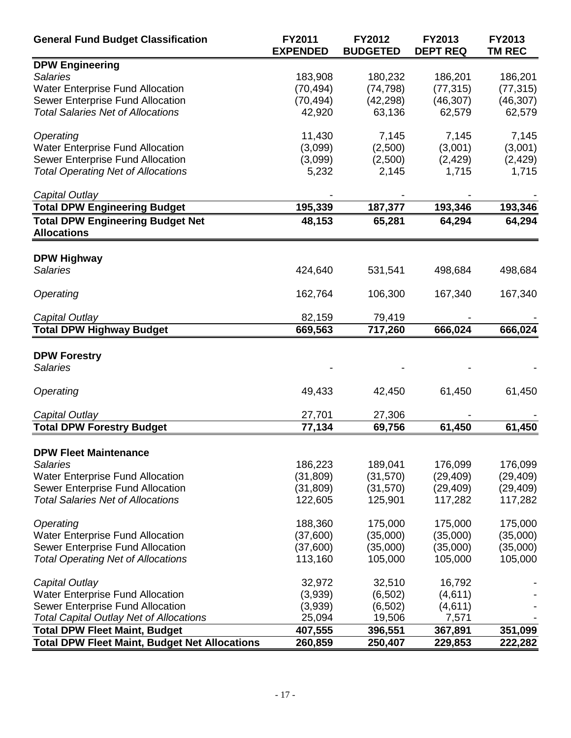| General Fund Budget Classification | FY2011 EXPENDED | FY2012 BUDGETED | FY2013 DEPT REQ | FY2013 TM REC |
|---|---|---|---|---|
| **DPW Engineering** | | | | |
| *Salaries* | 183,908 | 180,232 | 186,201 | 186,201 |
| Water Enterprise Fund Allocation | (70,494) | (74,798) | (77,315) | (77,315) |
| Sewer Enterprise Fund Allocation | (70,494) | (42,298) | (46,307) | (46,307) |
| *Total Salaries Net of Allocations* | 42,920 | 63,136 | 62,579 | 62,579 |
| *Operating* | 11,430 | 7,145 | 7,145 | 7,145 |
| Water Enterprise Fund Allocation | (3,099) | (2,500) | (3,001) | (3,001) |
| Sewer Enterprise Fund Allocation | (3,099) | (2,500) | (2,429) | (2,429) |
| *Total Operating Net of Allocations* | 5,232 | 2,145 | 1,715 | 1,715 |
| *Capital Outlay* | - | - | - | - |
| **Total DPW Engineering Budget** | **195,339** | **187,377** | **193,346** | **193,346** |
| **Total DPW Engineering Budget Net Allocations** | **48,153** | **65,281** | **64,294** | **64,294** |
| **DPW Highway** | | | | |
| *Salaries* | 424,640 | 531,541 | 498,684 | 498,684 |
| *Operating* | 162,764 | 106,300 | 167,340 | 167,340 |
| *Capital Outlay* | 82,159 | 79,419 | - | - |
| **Total DPW Highway Budget** | **669,563** | **717,260** | **666,024** | **666,024** |
| **DPW Forestry** | | | | |
| *Salaries* | - | - | - | - |
| *Operating* | 49,433 | 42,450 | 61,450 | 61,450 |
| *Capital Outlay* | 27,701 | 27,306 | - | - |
| **Total DPW Forestry Budget** | **77,134** | **69,756** | **61,450** | **61,450** |
| **DPW Fleet Maintenance** | | | | |
| *Salaries* | 186,223 | 189,041 | 176,099 | 176,099 |
| Water Enterprise Fund Allocation | (31,809) | (31,570) | (29,409) | (29,409) |
| Sewer Enterprise Fund Allocation | (31,809) | (31,570) | (29,409) | (29,409) |
| *Total Salaries Net of Allocations* | 122,605 | 125,901 | 117,282 | 117,282 |
| *Operating* | 188,360 | 175,000 | 175,000 | 175,000 |
| Water Enterprise Fund Allocation | (37,600) | (35,000) | (35,000) | (35,000) |
| Sewer Enterprise Fund Allocation | (37,600) | (35,000) | (35,000) | (35,000) |
| *Total Operating Net of Allocations* | 113,160 | 105,000 | 105,000 | 105,000 |
| *Capital Outlay* | 32,972 | 32,510 | 16,792 | - |
| Water Enterprise Fund Allocation | (3,939) | (6,502) | (4,611) | - |
| Sewer Enterprise Fund Allocation | (3,939) | (6,502) | (4,611) | - |
| *Total Capital Outlay Net of Allocations* | 25,094 | 19,506 | 7,571 | - |
| **Total DPW Fleet Maint, Budget** | **407,555** | **396,551** | **367,891** | **351,099** |
| **Total DPW Fleet Maint, Budget Net Allocations** | **260,859** | **250,407** | **229,853** | **222,282** |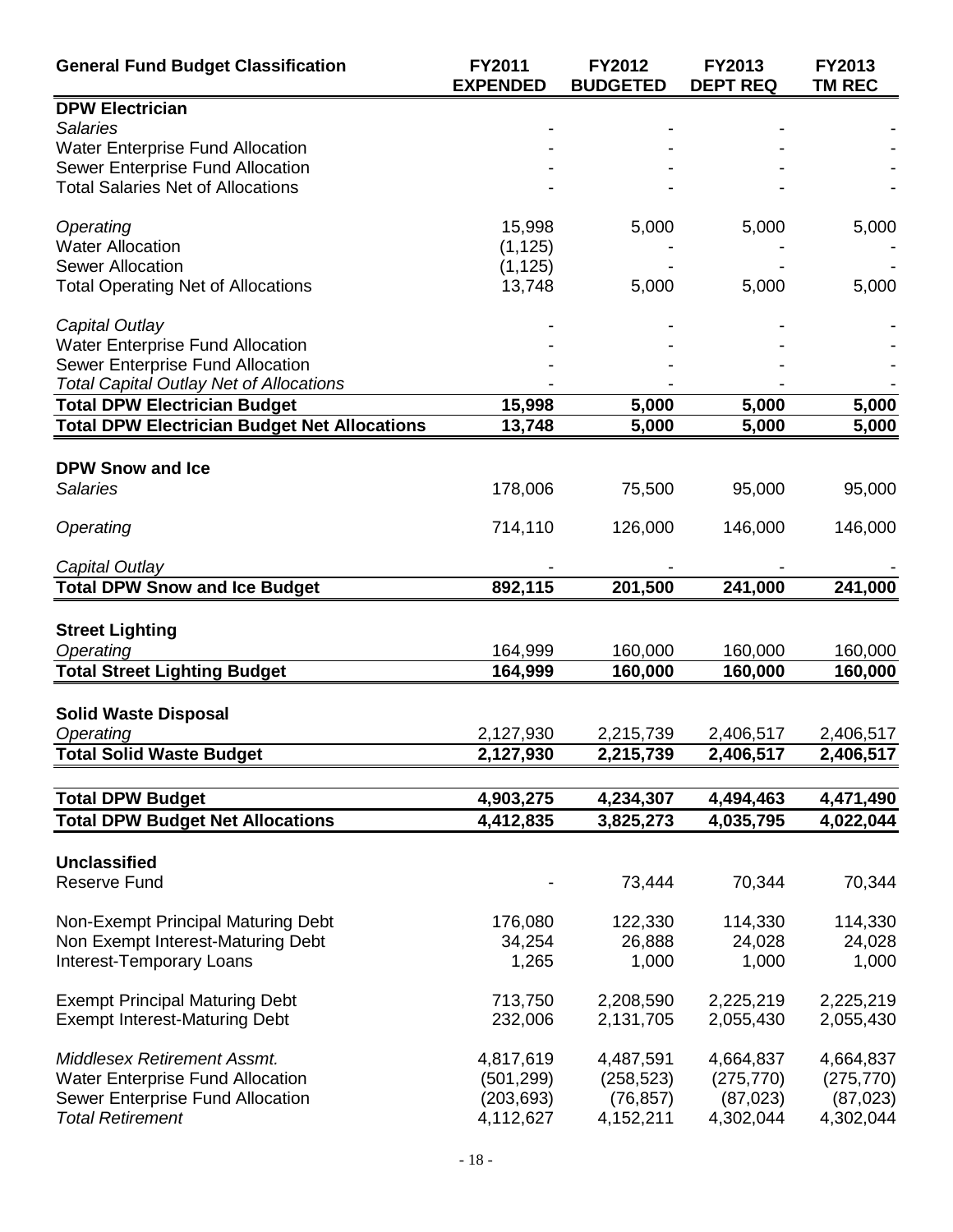| General Fund Budget Classification | FY2011 EXPENDED | FY2012 BUDGETED | FY2013 DEPT REQ | FY2013 TM REC |
|---|---|---|---|---|
| **DPW Electrician** | | | | |
| *Salaries* | - | - | - | - |
| Water Enterprise Fund Allocation | - | - | - | - |
| Sewer Enterprise Fund Allocation | - | - | - | - |
| Total Salaries Net of Allocations | - | - | - | - |
| *Operating* | 15,998 | 5,000 | 5,000 | 5,000 |
| Water Allocation | (1,125) | - | - | - |
| Sewer Allocation | (1,125) | - | - | - |
| Total Operating Net of Allocations | 13,748 | 5,000 | 5,000 | 5,000 |
| *Capital Outlay* | - | - | - | - |
| Water Enterprise Fund Allocation | - | - | - | - |
| Sewer Enterprise Fund Allocation | - | - | - | - |
| *Total Capital Outlay Net of Allocations* | - | - | - | - |
| **Total DPW Electrician Budget** | **15,998** | **5,000** | **5,000** | **5,000** |
| **Total DPW Electrician Budget Net Allocations** | **13,748** | **5,000** | **5,000** | **5,000** |
| **DPW Snow and Ice** | | | | |
| *Salaries* | 178,006 | 75,500 | 95,000 | 95,000 |
| *Operating* | 714,110 | 126,000 | 146,000 | 146,000 |
| *Capital Outlay* | - | - | - | - |
| **Total DPW Snow and Ice Budget** | **892,115** | **201,500** | **241,000** | **241,000** |
| **Street Lighting** | | | | |
| *Operating* | 164,999 | 160,000 | 160,000 | 160,000 |
| **Total Street Lighting Budget** | **164,999** | **160,000** | **160,000** | **160,000** |
| **Solid Waste Disposal** | | | | |
| *Operating* | 2,127,930 | 2,215,739 | 2,406,517 | 2,406,517 |
| **Total Solid Waste Budget** | **2,127,930** | **2,215,739** | **2,406,517** | **2,406,517** |
| **Total DPW Budget** | **4,903,275** | **4,234,307** | **4,494,463** | **4,471,490** |
| **Total DPW Budget Net Allocations** | **4,412,835** | **3,825,273** | **4,035,795** | **4,022,044** |
| **Unclassified** | | | | |
| Reserve Fund | - | 73,444 | 70,344 | 70,344 |
| Non-Exempt Principal Maturing Debt | 176,080 | 122,330 | 114,330 | 114,330 |
| Non Exempt Interest-Maturing Debt | 34,254 | 26,888 | 24,028 | 24,028 |
| Interest-Temporary Loans | 1,265 | 1,000 | 1,000 | 1,000 |
| Exempt Principal Maturing Debt | 713,750 | 2,208,590 | 2,225,219 | 2,225,219 |
| Exempt Interest-Maturing Debt | 232,006 | 2,131,705 | 2,055,430 | 2,055,430 |
| *Middlesex Retirement Assmt.* | 4,817,619 | 4,487,591 | 4,664,837 | 4,664,837 |
| Water Enterprise Fund Allocation | (501,299) | (258,523) | (275,770) | (275,770) |
| Sewer Enterprise Fund Allocation | (203,693) | (76,857) | (87,023) | (87,023) |
| *Total Retirement* | 4,112,627 | 4,152,211 | 4,302,044 | 4,302,044 |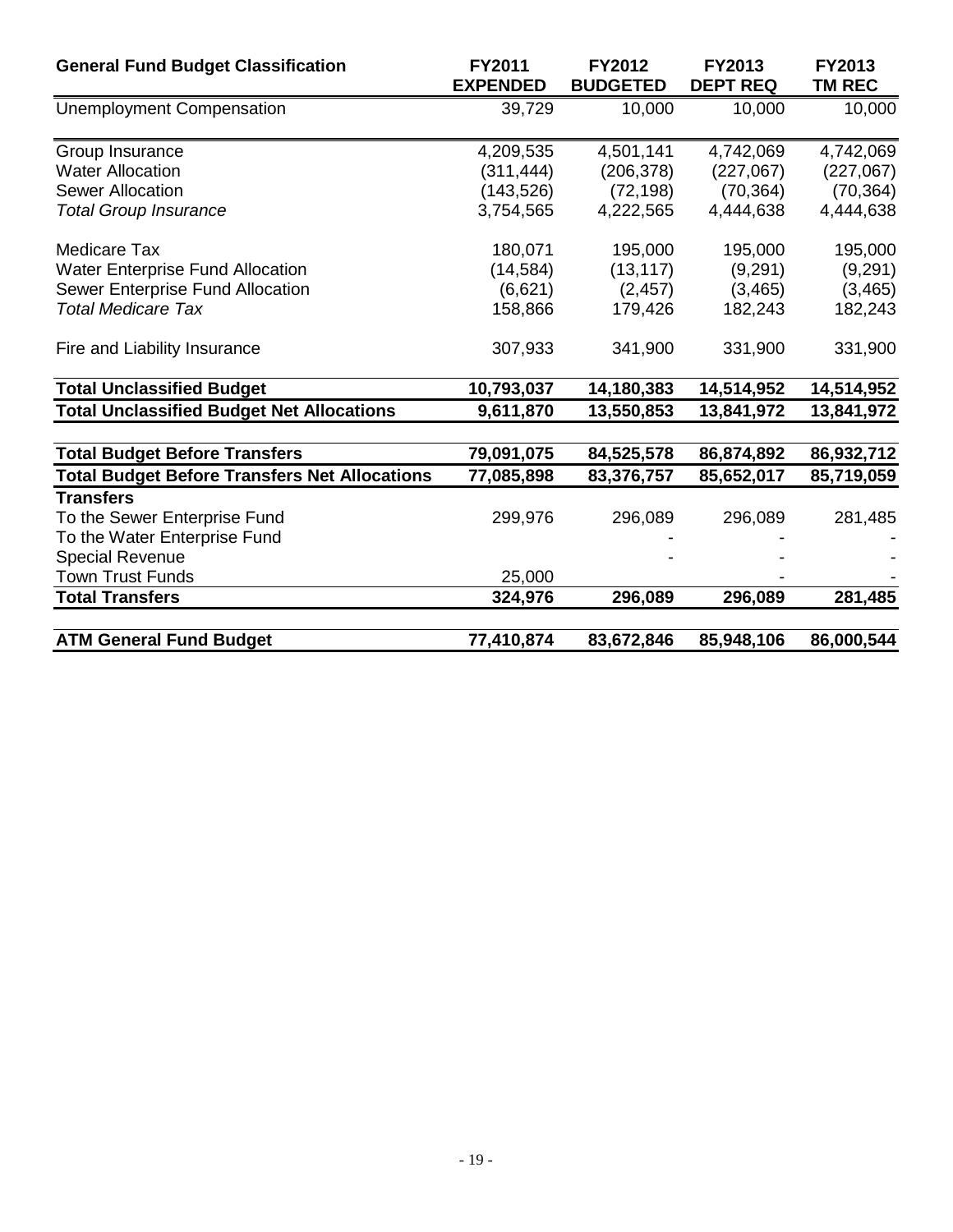| General Fund Budget Classification | FY2011 EXPENDED | FY2012 BUDGETED | FY2013 DEPT REQ | FY2013 TM REC |
|---|---|---|---|---|
| Unemployment Compensation | 39,729 | 10,000 | 10,000 | 10,000 |
| | | | | |
| Group Insurance | 4,209,535 | 4,501,141 | 4,742,069 | 4,742,069 |
| Water Allocation | (311,444) | (206,378) | (227,067) | (227,067) |
| Sewer Allocation | (143,526) | (72,198) | (70,364) | (70,364) |
| *Total Group Insurance* | 3,754,565 | 4,222,565 | 4,444,638 | 4,444,638 |
| | | | | |
| Medicare Tax | 180,071 | 195,000 | 195,000 | 195,000 |
| Water Enterprise Fund Allocation | (14,584) | (13,117) | (9,291) | (9,291) |
| Sewer Enterprise Fund Allocation | (6,621) | (2,457) | (3,465) | (3,465) |
| *Total Medicare Tax* | 158,866 | 179,426 | 182,243 | 182,243 |
| | | | | |
| Fire and Liability Insurance | 307,933 | 341,900 | 331,900 | 331,900 |
| | | | | |
| **Total Unclassified Budget** | **10,793,037** | **14,180,383** | **14,514,952** | **14,514,952** |
| **Total Unclassified Budget Net Allocations** | **9,611,870** | **13,550,853** | **13,841,972** | **13,841,972** |
| | | | | |
| **Total Budget Before Transfers** | **79,091,075** | **84,525,578** | **86,874,892** | **86,932,712** |
| **Total Budget Before Transfers Net Allocations** | **77,085,898** | **83,376,757** | **85,652,017** | **85,719,059** |
| **Transfers** | | | | |
| To the Sewer Enterprise Fund | 299,976 | 296,089 | 296,089 | 281,485 |
| To the Water Enterprise Fund | | - | - | - |
| Special Revenue | | - | - | - |
| Town Trust Funds | 25,000 | | - | - |
| **Total Transfers** | **324,976** | **296,089** | **296,089** | **281,485** |
| | | | | |
| **ATM General Fund Budget** | **77,410,874** | **83,672,846** | **85,948,106** | **86,000,544** |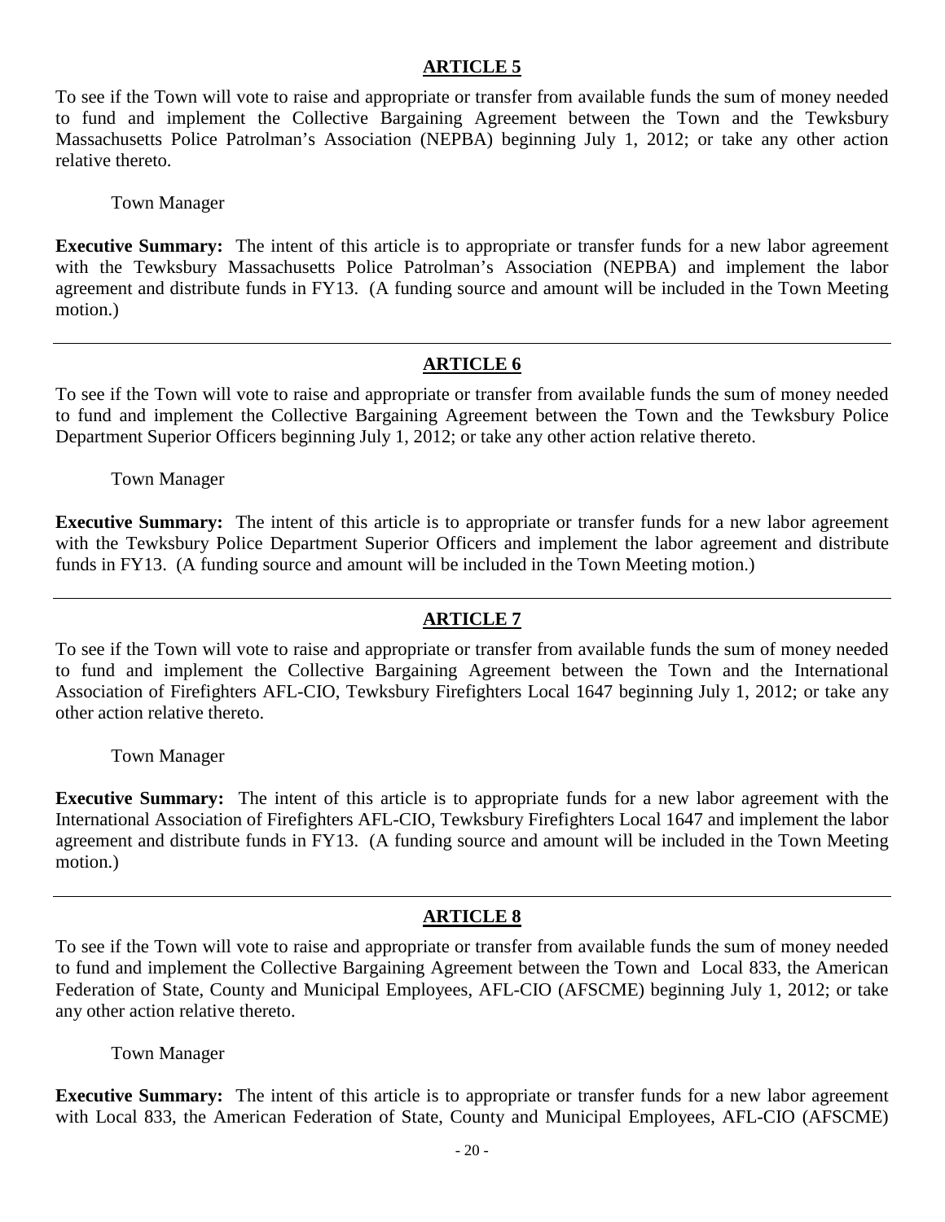## ARTICLE 5

To see if the Town will vote to raise and appropriate or transfer from available funds the sum of money needed to fund and implement the Collective Bargaining Agreement between the Town and the Tewksbury Massachusetts Police Patrolman's Association (NEPBA) beginning July 1, 2012; or take any other action relative thereto.

Town Manager

**Executive Summary:** The intent of this article is to appropriate or transfer funds for a new labor agreement with the Tewksbury Massachusetts Police Patrolman's Association (NEPBA) and implement the labor agreement and distribute funds in FY13. (A funding source and amount will be included in the Town Meeting motion.)

---

## ARTICLE 6

To see if the Town will vote to raise and appropriate or transfer from available funds the sum of money needed to fund and implement the Collective Bargaining Agreement between the Town and the Tewksbury Police Department Superior Officers beginning July 1, 2012; or take any other action relative thereto.

Town Manager

**Executive Summary:** The intent of this article is to appropriate or transfer funds for a new labor agreement with the Tewksbury Police Department Superior Officers and implement the labor agreement and distribute funds in FY13. (A funding source and amount will be included in the Town Meeting motion.)

---

## ARTICLE 7

To see if the Town will vote to raise and appropriate or transfer from available funds the sum of money needed to fund and implement the Collective Bargaining Agreement between the Town and the International Association of Firefighters AFL-CIO, Tewksbury Firefighters Local 1647 beginning July 1, 2012; or take any other action relative thereto.

Town Manager

**Executive Summary:** The intent of this article is to appropriate funds for a new labor agreement with the International Association of Firefighters AFL-CIO, Tewksbury Firefighters Local 1647 and implement the labor agreement and distribute funds in FY13. (A funding source and amount will be included in the Town Meeting motion.)

---

## ARTICLE 8

To see if the Town will vote to raise and appropriate or transfer from available funds the sum of money needed to fund and implement the Collective Bargaining Agreement between the Town and Local 833, the American Federation of State, County and Municipal Employees, AFL-CIO (AFSCME) beginning July 1, 2012; or take any other action relative thereto.

Town Manager

**Executive Summary:** The intent of this article is to appropriate or transfer funds for a new labor agreement with Local 833, the American Federation of State, County and Municipal Employees, AFL-CIO (AFSCME)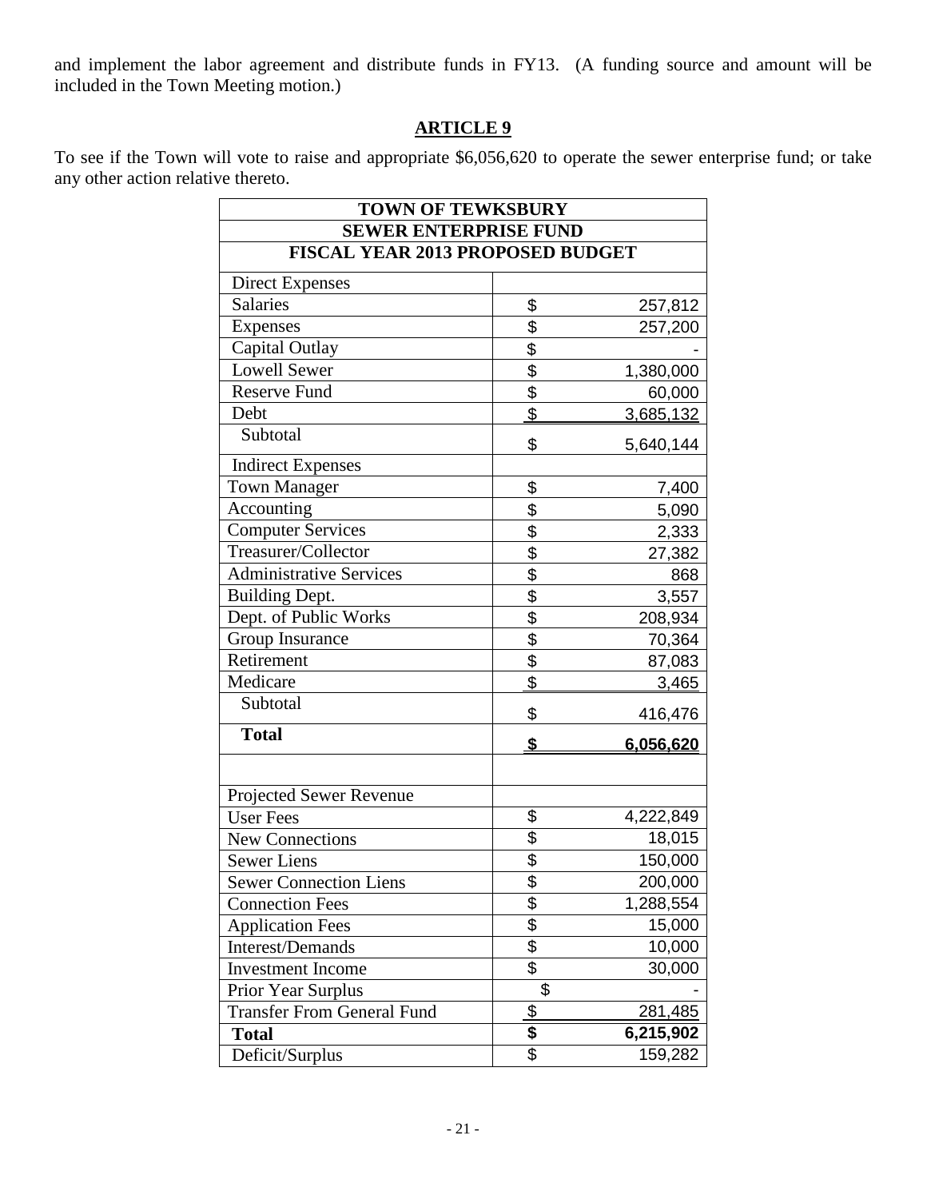and implement the labor agreement and distribute funds in FY13. (A funding source and amount will be included in the Town Meeting motion.)

## ARTICLE 9

To see if the Town will vote to raise and appropriate $6,056,620 to operate the sewer enterprise fund; or take any other action relative thereto.

| TOWN OF TEWKSBURY<br>SEWER ENTERPRISE FUND<br>FISCAL YEAR 2013 PROPOSED BUDGET | |
|---|---|
| Direct Expenses | |
| Salaries | $ 257,812 |
| Expenses | $ 257,200 |
| Capital Outlay | $ - |
| Lowell Sewer | $ 1,380,000 |
| Reserve Fund | $ 60,000 |
| Debt | $ 3,685,132 |
| Subtotal | $ 5,640,144 |
| Indirect Expenses | |
| Town Manager | $ 7,400 |
| Accounting | $ 5,090 |
| Computer Services | $ 2,333 |
| Treasurer/Collector | $ 27,382 |
| Administrative Services | $ 868 |
| Building Dept. | $ 3,557 |
| Dept. of Public Works | $ 208,934 |
| Group Insurance | $ 70,364 |
| Retirement | $ 87,083 |
| Medicare | $ 3,465 |
| Subtotal | $ 416,476 |
| **Total** | **$ 6,056,620** |
| | |
| Projected Sewer Revenue | |
| User Fees | $ 4,222,849 |
| New Connections | $ 18,015 |
| Sewer Liens | $ 150,000 |
| Sewer Connection Liens | $ 200,000 |
| Connection Fees | $ 1,288,554 |
| Application Fees | $ 15,000 |
| Interest/Demands | $ 10,000 |
| Investment Income | $ 30,000 |
| Prior Year Surplus | $ - |
| Transfer From General Fund | $ 281,485 |
| **Total** | **$ 6,215,902** |
| Deficit/Surplus | $ 159,282 |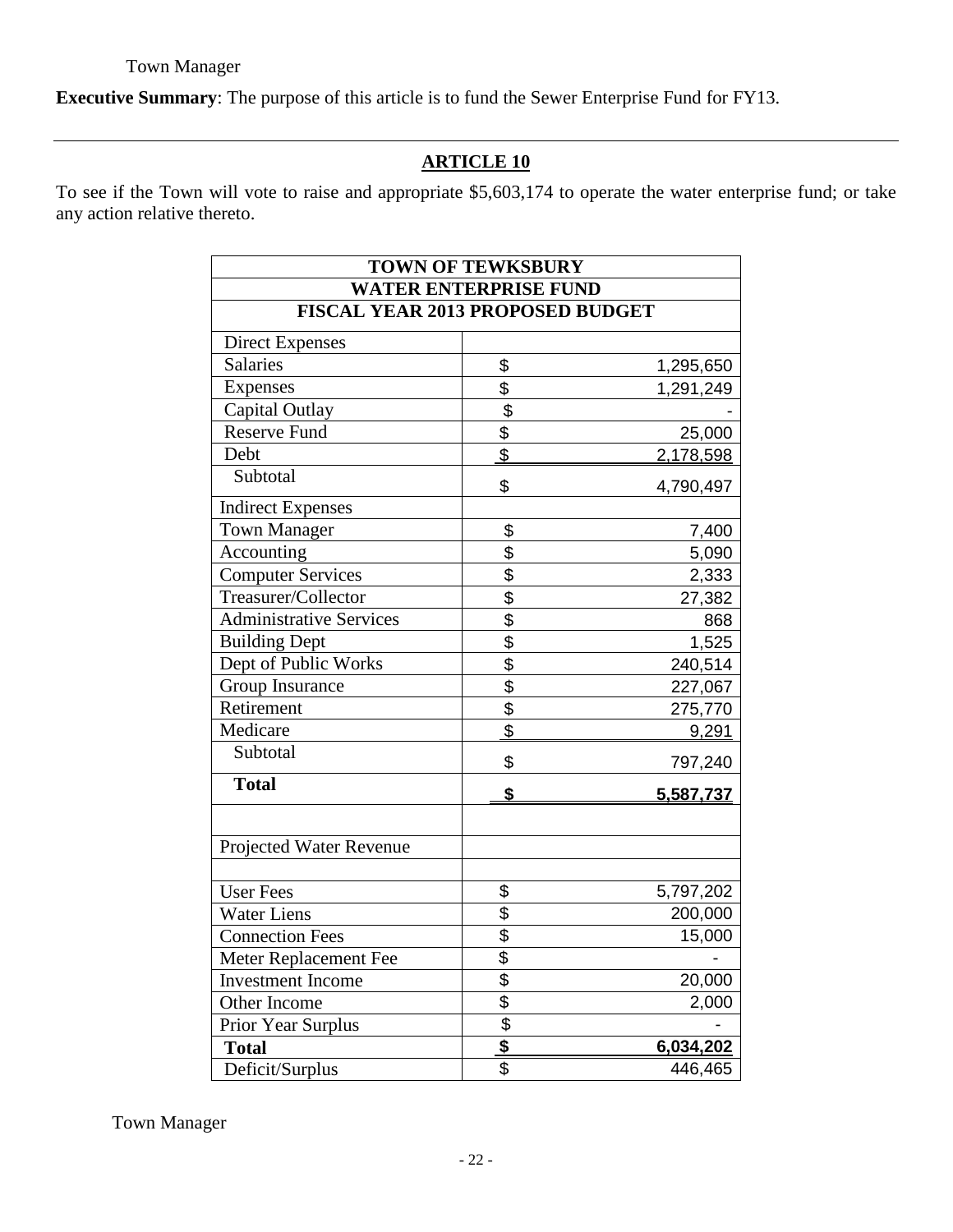Town Manager

**Executive Summary**: The purpose of this article is to fund the Sewer Enterprise Fund for FY13.

---

## ARTICLE 10

To see if the Town will vote to raise and appropriate $5,603,174 to operate the water enterprise fund; or take any action relative thereto.

| TOWN OF TEWKSBURY | |
|---|---|
| **WATER ENTERPRISE FUND** | |
| **FISCAL YEAR 2013 PROPOSED BUDGET** | |
| Direct Expenses | |
| Salaries | $ 1,295,650 |
| Expenses | $ 1,291,249 |
| Capital Outlay | $ - |
| Reserve Fund | $ 25,000 |
| Debt | $ 2,178,598 |
| Subtotal | $ 4,790,497 |
| Indirect Expenses | |
| Town Manager | $ 7,400 |
| Accounting | $ 5,090 |
| Computer Services | $ 2,333 |
| Treasurer/Collector | $ 27,382 |
| Administrative Services | $ 868 |
| Building Dept | $ 1,525 |
| Dept of Public Works | $ 240,514 |
| Group Insurance | $ 227,067 |
| Retirement | $ 275,770 |
| Medicare | $ 9,291 |
| Subtotal | $ 797,240 |
| **Total** | **$ 5,587,737** |
| | |
| Projected Water Revenue | |
| | |
| User Fees | $ 5,797,202 |
| Water Liens | $ 200,000 |
| Connection Fees | $ 15,000 |
| Meter Replacement Fee | $ - |
| Investment Income | $ 20,000 |
| Other Income | $ 2,000 |
| Prior Year Surplus | $ - |
| **Total** | **$ 6,034,202** |
| Deficit/Surplus | $ 446,465 |

Town Manager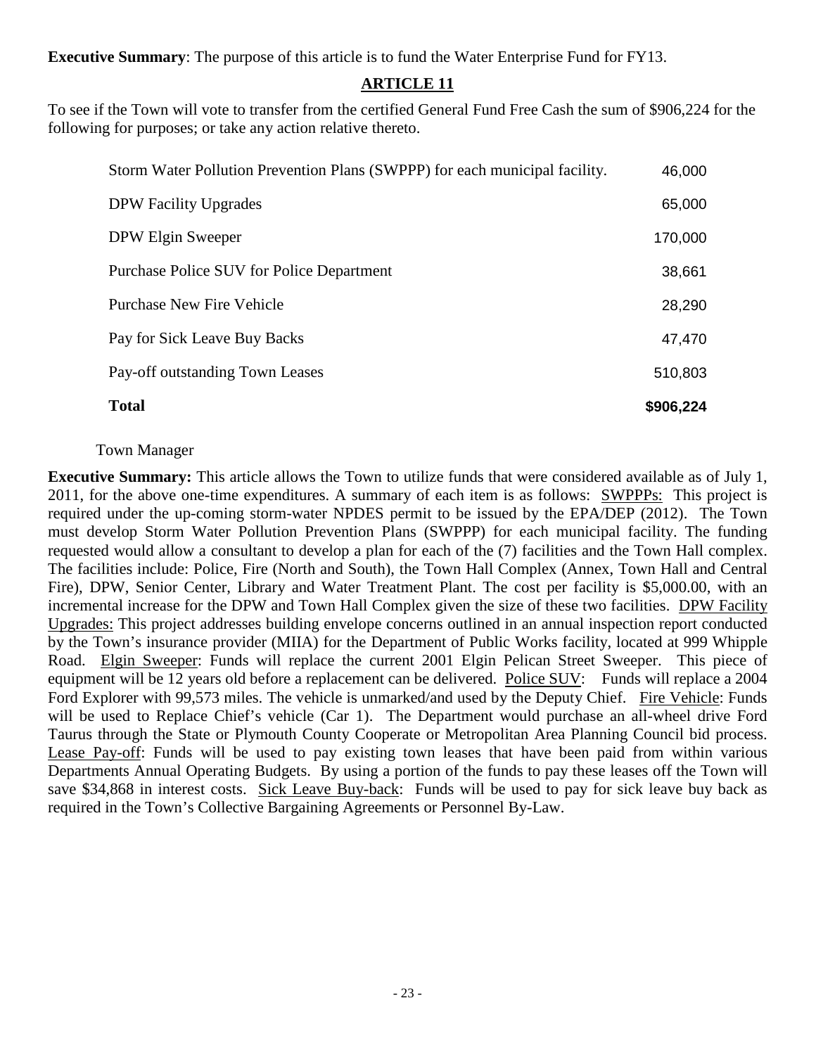**Executive Summary**: The purpose of this article is to fund the Water Enterprise Fund for FY13.

## ARTICLE 11

To see if the Town will vote to transfer from the certified General Fund Free Cash the sum of $906,224 for the following for purposes; or take any action relative thereto.

| | |
|---|---|
| Storm Water Pollution Prevention Plans (SWPPP) for each municipal facility. | 46,000 |
| DPW Facility Upgrades | 65,000 |
| DPW Elgin Sweeper | 170,000 |
| Purchase Police SUV for Police Department | 38,661 |
| Purchase New Fire Vehicle | 28,290 |
| Pay for Sick Leave Buy Backs | 47,470 |
| Pay-off outstanding Town Leases | 510,803 |
| **Total** | **$906,224** |

Town Manager

**Executive Summary:** This article allows the Town to utilize funds that were considered available as of July 1, 2011, for the above one-time expenditures. A summary of each item is as follows: SWPPPs: This project is required under the up-coming storm-water NPDES permit to be issued by the EPA/DEP (2012). The Town must develop Storm Water Pollution Prevention Plans (SWPPP) for each municipal facility. The funding requested would allow a consultant to develop a plan for each of the (7) facilities and the Town Hall complex. The facilities include: Police, Fire (North and South), the Town Hall Complex (Annex, Town Hall and Central Fire), DPW, Senior Center, Library and Water Treatment Plant. The cost per facility is $5,000.00, with an incremental increase for the DPW and Town Hall Complex given the size of these two facilities. DPW Facility Upgrades: This project addresses building envelope concerns outlined in an annual inspection report conducted by the Town's insurance provider (MIIA) for the Department of Public Works facility, located at 999 Whipple Road. Elgin Sweeper: Funds will replace the current 2001 Elgin Pelican Street Sweeper. This piece of equipment will be 12 years old before a replacement can be delivered. Police SUV: Funds will replace a 2004 Ford Explorer with 99,573 miles. The vehicle is unmarked/and used by the Deputy Chief. Fire Vehicle: Funds will be used to Replace Chief's vehicle (Car 1). The Department would purchase an all-wheel drive Ford Taurus through the State or Plymouth County Cooperate or Metropolitan Area Planning Council bid process. Lease Pay-off: Funds will be used to pay existing town leases that have been paid from within various Departments Annual Operating Budgets. By using a portion of the funds to pay these leases off the Town will save $34,868 in interest costs. Sick Leave Buy-back: Funds will be used to pay for sick leave buy back as required in the Town's Collective Bargaining Agreements or Personnel By-Law.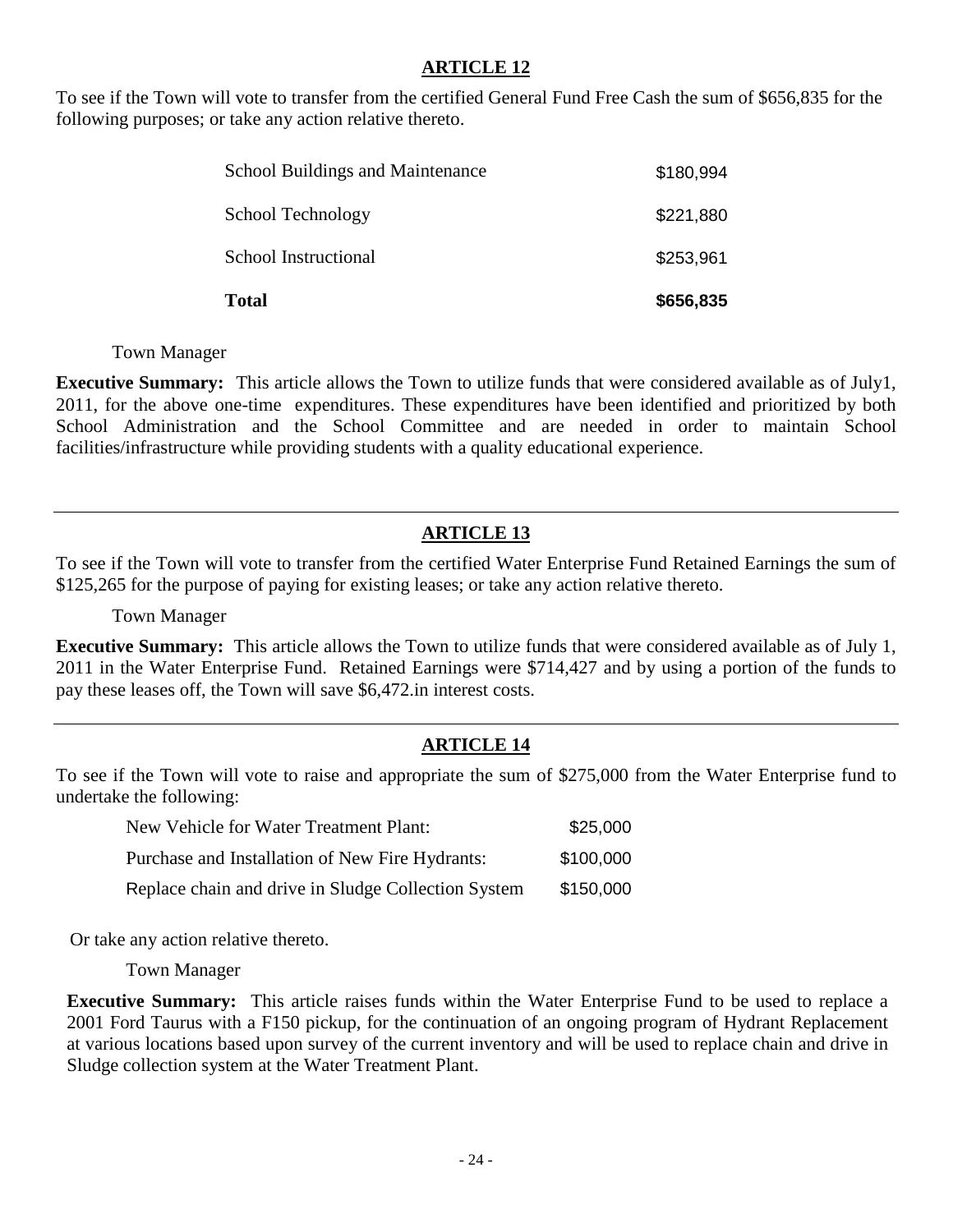## ARTICLE 12

To see if the Town will vote to transfer from the certified General Fund Free Cash the sum of $656,835 for the following purposes; or take any action relative thereto.

| | |
|---|---|
| School Buildings and Maintenance | $180,994 |
| School Technology | $221,880 |
| School Instructional | $253,961 |
| **Total** | **$656,835** |

Town Manager

**Executive Summary:** This article allows the Town to utilize funds that were considered available as of July1, 2011, for the above one-time expenditures. These expenditures have been identified and prioritized by both School Administration and the School Committee and are needed in order to maintain School facilities/infrastructure while providing students with a quality educational experience.

---

## ARTICLE 13

To see if the Town will vote to transfer from the certified Water Enterprise Fund Retained Earnings the sum of $125,265 for the purpose of paying for existing leases; or take any action relative thereto.

Town Manager

**Executive Summary:** This article allows the Town to utilize funds that were considered available as of July 1, 2011 in the Water Enterprise Fund. Retained Earnings were $714,427 and by using a portion of the funds to pay these leases off, the Town will save $6,472.in interest costs.

---

## ARTICLE 14

To see if the Town will vote to raise and appropriate the sum of $275,000 from the Water Enterprise fund to undertake the following:

| | |
|---|---|
| New Vehicle for Water Treatment Plant: | $25,000 |
| Purchase and Installation of New Fire Hydrants: | $100,000 |
| Replace chain and drive in Sludge Collection System | $150,000 |

Or take any action relative thereto.

Town Manager

**Executive Summary:** This article raises funds within the Water Enterprise Fund to be used to replace a 2001 Ford Taurus with a F150 pickup, for the continuation of an ongoing program of Hydrant Replacement at various locations based upon survey of the current inventory and will be used to replace chain and drive in Sludge collection system at the Water Treatment Plant.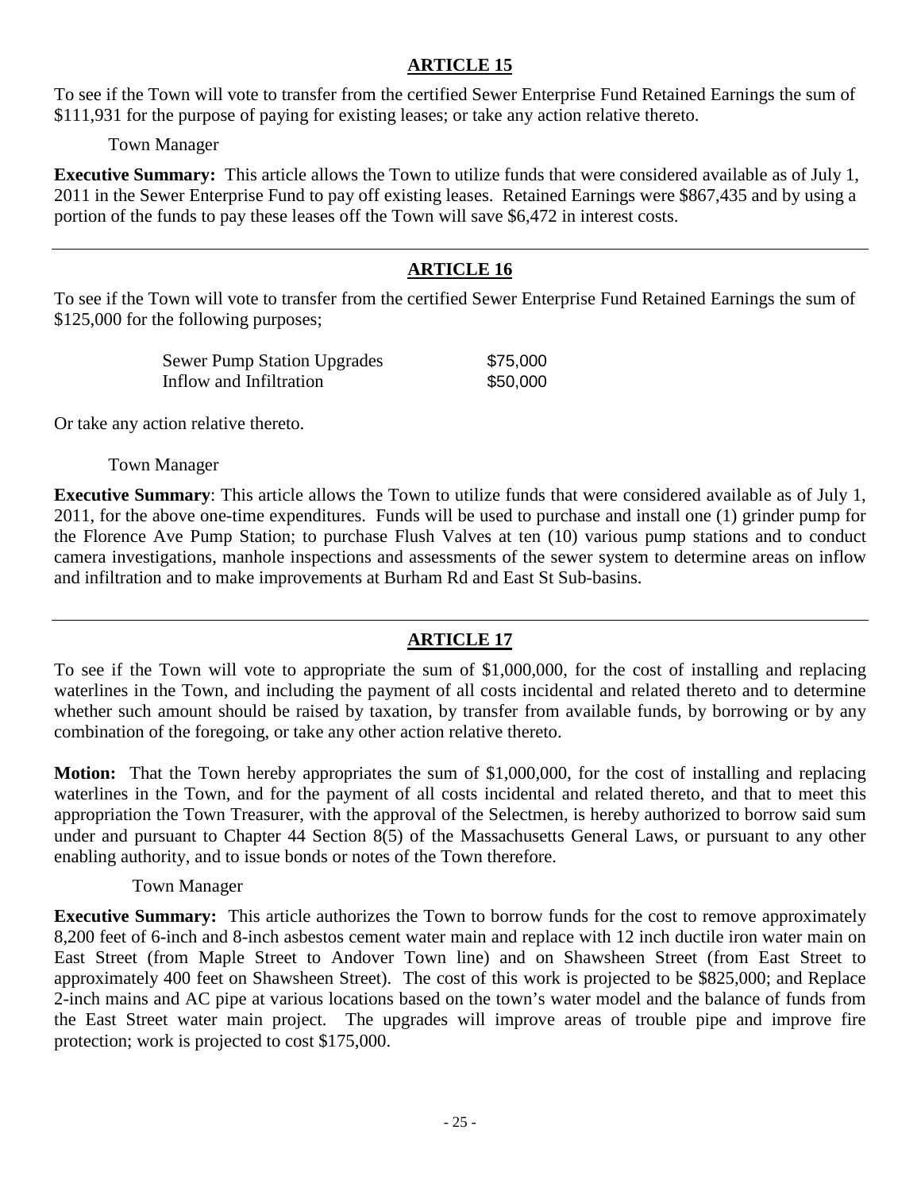## ARTICLE 15

To see if the Town will vote to transfer from the certified Sewer Enterprise Fund Retained Earnings the sum of $111,931 for the purpose of paying for existing leases; or take any action relative thereto.

Town Manager

**Executive Summary:** This article allows the Town to utilize funds that were considered available as of July 1, 2011 in the Sewer Enterprise Fund to pay off existing leases. Retained Earnings were $867,435 and by using a portion of the funds to pay these leases off the Town will save $6,472 in interest costs.

---

## ARTICLE 16

To see if the Town will vote to transfer from the certified Sewer Enterprise Fund Retained Earnings the sum of $125,000 for the following purposes;

| | |
|---|---|
| Sewer Pump Station Upgrades | $75,000 |
| Inflow and Infiltration | $50,000 |

Or take any action relative thereto.

Town Manager

**Executive Summary**: This article allows the Town to utilize funds that were considered available as of July 1, 2011, for the above one-time expenditures. Funds will be used to purchase and install one (1) grinder pump for the Florence Ave Pump Station; to purchase Flush Valves at ten (10) various pump stations and to conduct camera investigations, manhole inspections and assessments of the sewer system to determine areas on inflow and infiltration and to make improvements at Burham Rd and East St Sub-basins.

---

## ARTICLE 17

To see if the Town will vote to appropriate the sum of $1,000,000, for the cost of installing and replacing waterlines in the Town, and including the payment of all costs incidental and related thereto and to determine whether such amount should be raised by taxation, by transfer from available funds, by borrowing or by any combination of the foregoing, or take any other action relative thereto.

**Motion:** That the Town hereby appropriates the sum of $1,000,000, for the cost of installing and replacing waterlines in the Town, and for the payment of all costs incidental and related thereto, and that to meet this appropriation the Town Treasurer, with the approval of the Selectmen, is hereby authorized to borrow said sum under and pursuant to Chapter 44 Section 8(5) of the Massachusetts General Laws, or pursuant to any other enabling authority, and to issue bonds or notes of the Town therefore.

Town Manager

**Executive Summary:** This article authorizes the Town to borrow funds for the cost to remove approximately 8,200 feet of 6-inch and 8-inch asbestos cement water main and replace with 12 inch ductile iron water main on East Street (from Maple Street to Andover Town line) and on Shawsheen Street (from East Street to approximately 400 feet on Shawsheen Street). The cost of this work is projected to be $825,000; and Replace 2-inch mains and AC pipe at various locations based on the town's water model and the balance of funds from the East Street water main project. The upgrades will improve areas of trouble pipe and improve fire protection; work is projected to cost $175,000.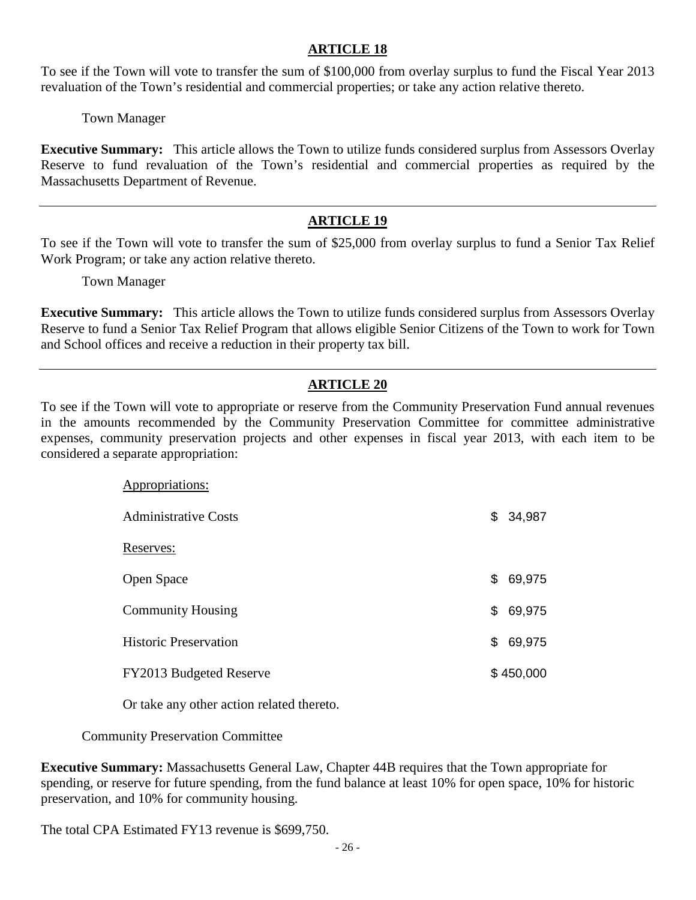## ARTICLE 18

To see if the Town will vote to transfer the sum of $100,000 from overlay surplus to fund the Fiscal Year 2013 revaluation of the Town's residential and commercial properties; or take any action relative thereto.

Town Manager

**Executive Summary:** This article allows the Town to utilize funds considered surplus from Assessors Overlay Reserve to fund revaluation of the Town's residential and commercial properties as required by the Massachusetts Department of Revenue.

---

## ARTICLE 19

To see if the Town will vote to transfer the sum of $25,000 from overlay surplus to fund a Senior Tax Relief Work Program; or take any action relative thereto.

Town Manager

**Executive Summary:** This article allows the Town to utilize funds considered surplus from Assessors Overlay Reserve to fund a Senior Tax Relief Program that allows eligible Senior Citizens of the Town to work for Town and School offices and receive a reduction in their property tax bill.

---

## ARTICLE 20

To see if the Town will vote to appropriate or reserve from the Community Preservation Fund annual revenues in the amounts recommended by the Community Preservation Committee for committee administrative expenses, community preservation projects and other expenses in fiscal year 2013, with each item to be considered a separate appropriation:

| | |
|---|---|
| Appropriations: | |
| Administrative Costs | $ 34,987 |
| Reserves: | |
| Open Space | $ 69,975 |
| Community Housing | $ 69,975 |
| Historic Preservation | $ 69,975 |
| FY2013 Budgeted Reserve | $ 450,000 |

Or take any other action related thereto.

Community Preservation Committee

**Executive Summary:** Massachusetts General Law, Chapter 44B requires that the Town appropriate for spending, or reserve for future spending, from the fund balance at least 10% for open space, 10% for historic preservation, and 10% for community housing.

The total CPA Estimated FY13 revenue is $699,750.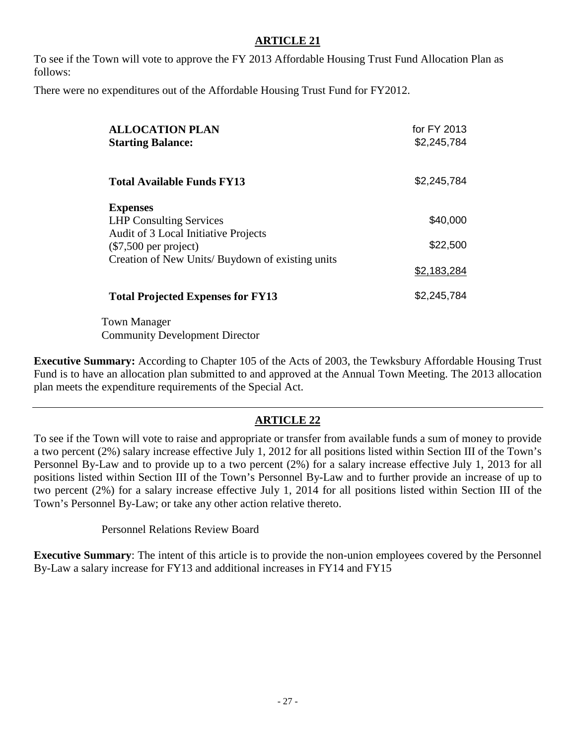## ARTICLE 21

To see if the Town will vote to approve the FY 2013 Affordable Housing Trust Fund Allocation Plan as follows:

There were no expenditures out of the Affordable Housing Trust Fund for FY2012.

| | |
|---|---|
| **ALLOCATION PLAN** | for FY 2013 |
| **Starting Balance:** | $2,245,784 |
| **Total Available Funds FY13** | $2,245,784 |
| **Expenses** | |
| LHP Consulting Services | $40,000 |
| Audit of 3 Local Initiative Projects ($7,500 per project) | $22,500 |
| Creation of New Units/ Buydown of existing units | $2,183,284 |
| **Total Projected Expenses for FY13** | $2,245,784 |

Town Manager
Community Development Director

**Executive Summary:** According to Chapter 105 of the Acts of 2003, the Tewksbury Affordable Housing Trust Fund is to have an allocation plan submitted to and approved at the Annual Town Meeting. The 2013 allocation plan meets the expenditure requirements of the Special Act.

---

## ARTICLE 22

To see if the Town will vote to raise and appropriate or transfer from available funds a sum of money to provide a two percent (2%) salary increase effective July 1, 2012 for all positions listed within Section III of the Town's Personnel By-Law and to provide up to a two percent (2%) for a salary increase effective July 1, 2013 for all positions listed within Section III of the Town's Personnel By-Law and to further provide an increase of up to two percent (2%) for a salary increase effective July 1, 2014 for all positions listed within Section III of the Town's Personnel By-Law; or take any other action relative thereto.

Personnel Relations Review Board

**Executive Summary**: The intent of this article is to provide the non-union employees covered by the Personnel By-Law a salary increase for FY13 and additional increases in FY14 and FY15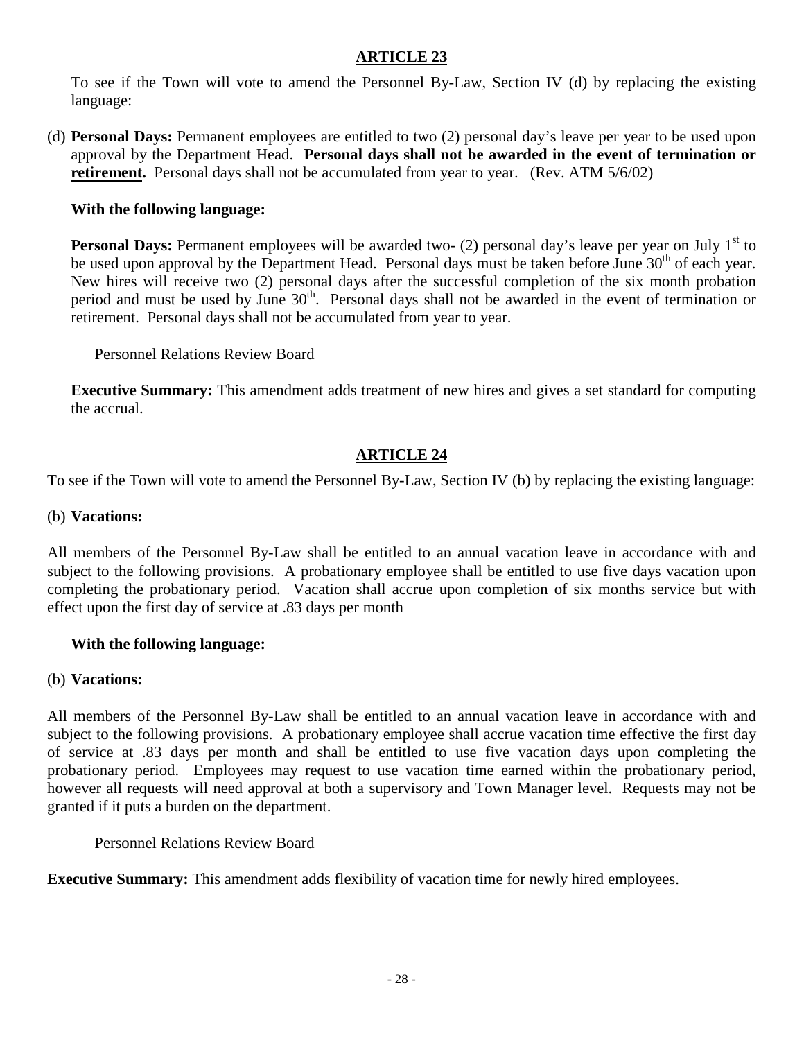## ARTICLE 23

To see if the Town will vote to amend the Personnel By-Law, Section IV (d) by replacing the existing language:

(d) **Personal Days:** Permanent employees are entitled to two (2) personal day's leave per year to be used upon approval by the Department Head. **Personal days shall not be awarded in the event of termination or retirement.** Personal days shall not be accumulated from year to year. (Rev. ATM 5/6/02)

**With the following language:**

**Personal Days:** Permanent employees will be awarded two- (2) personal day's leave per year on July 1st to be used upon approval by the Department Head. Personal days must be taken before June 30th of each year. New hires will receive two (2) personal days after the successful completion of the six month probation period and must be used by June 30th. Personal days shall not be awarded in the event of termination or retirement. Personal days shall not be accumulated from year to year.

Personnel Relations Review Board

**Executive Summary:** This amendment adds treatment of new hires and gives a set standard for computing the accrual.

---

## ARTICLE 24

To see if the Town will vote to amend the Personnel By-Law, Section IV (b) by replacing the existing language:

(b) **Vacations:**

All members of the Personnel By-Law shall be entitled to an annual vacation leave in accordance with and subject to the following provisions. A probationary employee shall be entitled to use five days vacation upon completing the probationary period. Vacation shall accrue upon completion of six months service but with effect upon the first day of service at .83 days per month

**With the following language:**

(b) **Vacations:**

All members of the Personnel By-Law shall be entitled to an annual vacation leave in accordance with and subject to the following provisions. A probationary employee shall accrue vacation time effective the first day of service at .83 days per month and shall be entitled to use five vacation days upon completing the probationary period. Employees may request to use vacation time earned within the probationary period, however all requests will need approval at both a supervisory and Town Manager level. Requests may not be granted if it puts a burden on the department.

Personnel Relations Review Board

**Executive Summary:** This amendment adds flexibility of vacation time for newly hired employees.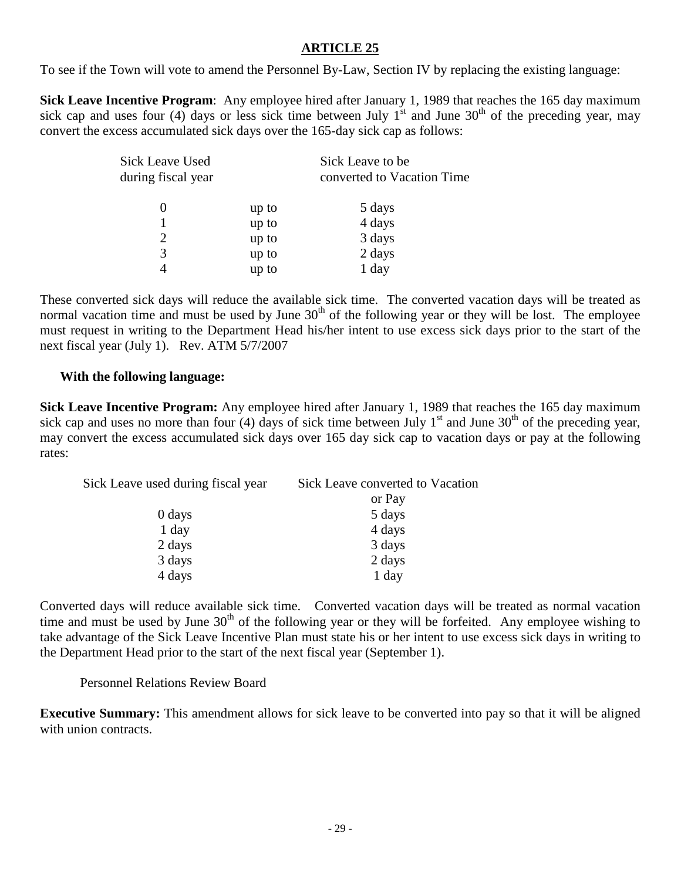## ARTICLE 25

To see if the Town will vote to amend the Personnel By-Law, Section IV by replacing the existing language:

**Sick Leave Incentive Program**: Any employee hired after January 1, 1989 that reaches the 165 day maximum sick cap and uses four (4) days or less sick time between July 1st and June 30th of the preceding year, may convert the excess accumulated sick days over the 165-day sick cap as follows:

| Sick Leave Used during fiscal year | | Sick Leave to be converted to Vacation Time |
|---|---|---|
| 0 | up to | 5 days |
| 1 | up to | 4 days |
| 2 | up to | 3 days |
| 3 | up to | 2 days |
| 4 | up to | 1 day |

These converted sick days will reduce the available sick time. The converted vacation days will be treated as normal vacation time and must be used by June 30th of the following year or they will be lost. The employee must request in writing to the Department Head his/her intent to use excess sick days prior to the start of the next fiscal year (July 1). Rev. ATM 5/7/2007

**With the following language:**

**Sick Leave Incentive Program:** Any employee hired after January 1, 1989 that reaches the 165 day maximum sick cap and uses no more than four (4) days of sick time between July 1st and June 30th of the preceding year, may convert the excess accumulated sick days over 165 day sick cap to vacation days or pay at the following rates:

| Sick Leave used during fiscal year | Sick Leave converted to Vacation or Pay |
|---|---|
| 0 days | 5 days |
| 1 day | 4 days |
| 2 days | 3 days |
| 3 days | 2 days |
| 4 days | 1 day |

Converted days will reduce available sick time. Converted vacation days will be treated as normal vacation time and must be used by June 30th of the following year or they will be forfeited. Any employee wishing to take advantage of the Sick Leave Incentive Plan must state his or her intent to use excess sick days in writing to the Department Head prior to the start of the next fiscal year (September 1).

Personnel Relations Review Board

**Executive Summary:** This amendment allows for sick leave to be converted into pay so that it will be aligned with union contracts.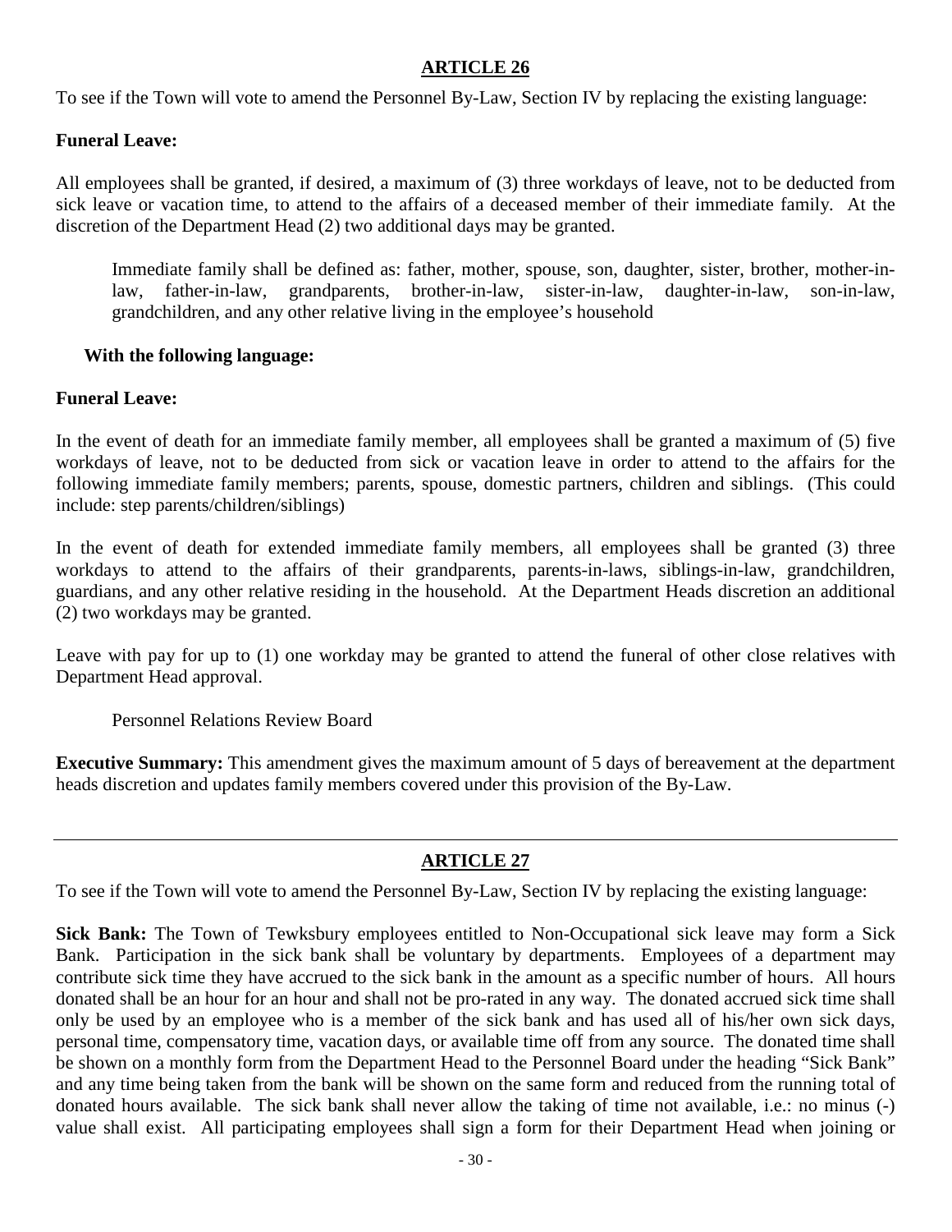## ARTICLE 26

To see if the Town will vote to amend the Personnel By-Law, Section IV by replacing the existing language:

**Funeral Leave:**

All employees shall be granted, if desired, a maximum of (3) three workdays of leave, not to be deducted from sick leave or vacation time, to attend to the affairs of a deceased member of their immediate family. At the discretion of the Department Head (2) two additional days may be granted.

> Immediate family shall be defined as: father, mother, spouse, son, daughter, sister, brother, mother-in-law, father-in-law, grandparents, brother-in-law, sister-in-law, daughter-in-law, son-in-law, grandchildren, and any other relative living in the employee's household

**With the following language:**

**Funeral Leave:**

In the event of death for an immediate family member, all employees shall be granted a maximum of (5) five workdays of leave, not to be deducted from sick or vacation leave in order to attend to the affairs for the following immediate family members; parents, spouse, domestic partners, children and siblings. (This could include: step parents/children/siblings)

In the event of death for extended immediate family members, all employees shall be granted (3) three workdays to attend to the affairs of their grandparents, parents-in-laws, siblings-in-law, grandchildren, guardians, and any other relative residing in the household. At the Department Heads discretion an additional (2) two workdays may be granted.

Leave with pay for up to (1) one workday may be granted to attend the funeral of other close relatives with Department Head approval.

Personnel Relations Review Board

**Executive Summary:** This amendment gives the maximum amount of 5 days of bereavement at the department heads discretion and updates family members covered under this provision of the By-Law.

---

## ARTICLE 27

To see if the Town will vote to amend the Personnel By-Law, Section IV by replacing the existing language:

**Sick Bank:** The Town of Tewksbury employees entitled to Non-Occupational sick leave may form a Sick Bank. Participation in the sick bank shall be voluntary by departments. Employees of a department may contribute sick time they have accrued to the sick bank in the amount as a specific number of hours. All hours donated shall be an hour for an hour and shall not be pro-rated in any way. The donated accrued sick time shall only be used by an employee who is a member of the sick bank and has used all of his/her own sick days, personal time, compensatory time, vacation days, or available time off from any source. The donated time shall be shown on a monthly form from the Department Head to the Personnel Board under the heading "Sick Bank" and any time being taken from the bank will be shown on the same form and reduced from the running total of donated hours available. The sick bank shall never allow the taking of time not available, i.e.: no minus (-) value shall exist. All participating employees shall sign a form for their Department Head when joining or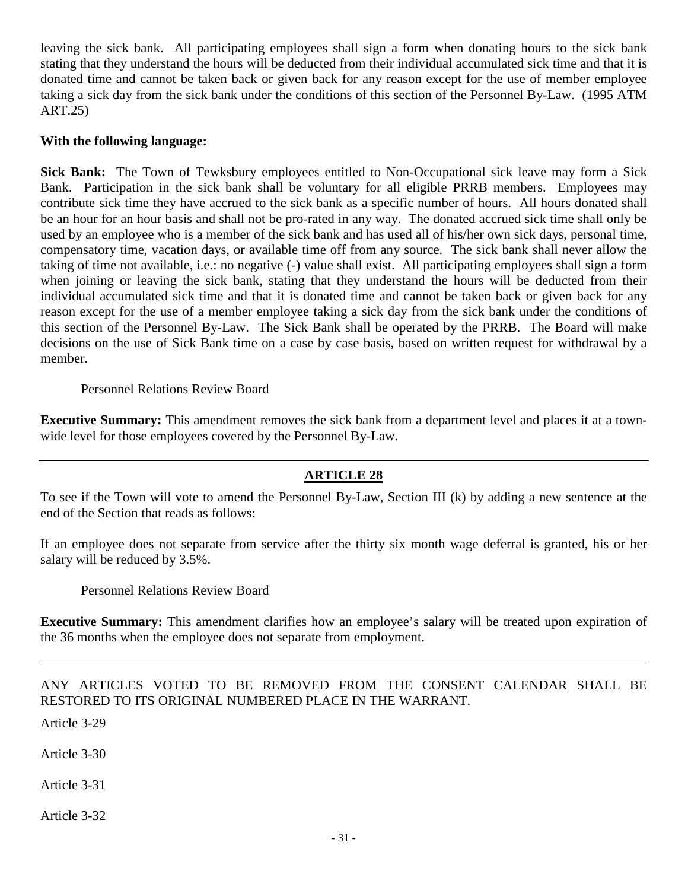leaving the sick bank. All participating employees shall sign a form when donating hours to the sick bank stating that they understand the hours will be deducted from their individual accumulated sick time and that it is donated time and cannot be taken back or given back for any reason except for the use of member employee taking a sick day from the sick bank under the conditions of this section of the Personnel By-Law. (1995 ATM ART.25)

**With the following language:**

**Sick Bank:** The Town of Tewksbury employees entitled to Non-Occupational sick leave may form a Sick Bank. Participation in the sick bank shall be voluntary for all eligible PRRB members. Employees may contribute sick time they have accrued to the sick bank as a specific number of hours. All hours donated shall be an hour for an hour basis and shall not be pro-rated in any way. The donated accrued sick time shall only be used by an employee who is a member of the sick bank and has used all of his/her own sick days, personal time, compensatory time, vacation days, or available time off from any source. The sick bank shall never allow the taking of time not available, i.e.: no negative (-) value shall exist. All participating employees shall sign a form when joining or leaving the sick bank, stating that they understand the hours will be deducted from their individual accumulated sick time and that it is donated time and cannot be taken back or given back for any reason except for the use of a member employee taking a sick day from the sick bank under the conditions of this section of the Personnel By-Law. The Sick Bank shall be operated by the PRRB. The Board will make decisions on the use of Sick Bank time on a case by case basis, based on written request for withdrawal by a member.

Personnel Relations Review Board

**Executive Summary:** This amendment removes the sick bank from a department level and places it at a town-wide level for those employees covered by the Personnel By-Law.

---

## ARTICLE 28

To see if the Town will vote to amend the Personnel By-Law, Section III (k) by adding a new sentence at the end of the Section that reads as follows:

If an employee does not separate from service after the thirty six month wage deferral is granted, his or her salary will be reduced by 3.5%.

Personnel Relations Review Board

**Executive Summary:** This amendment clarifies how an employee's salary will be treated upon expiration of the 36 months when the employee does not separate from employment.

---

ANY ARTICLES VOTED TO BE REMOVED FROM THE CONSENT CALENDAR SHALL BE RESTORED TO ITS ORIGINAL NUMBERED PLACE IN THE WARRANT.

Article 3-29

Article 3-30

Article 3-31

Article 3-32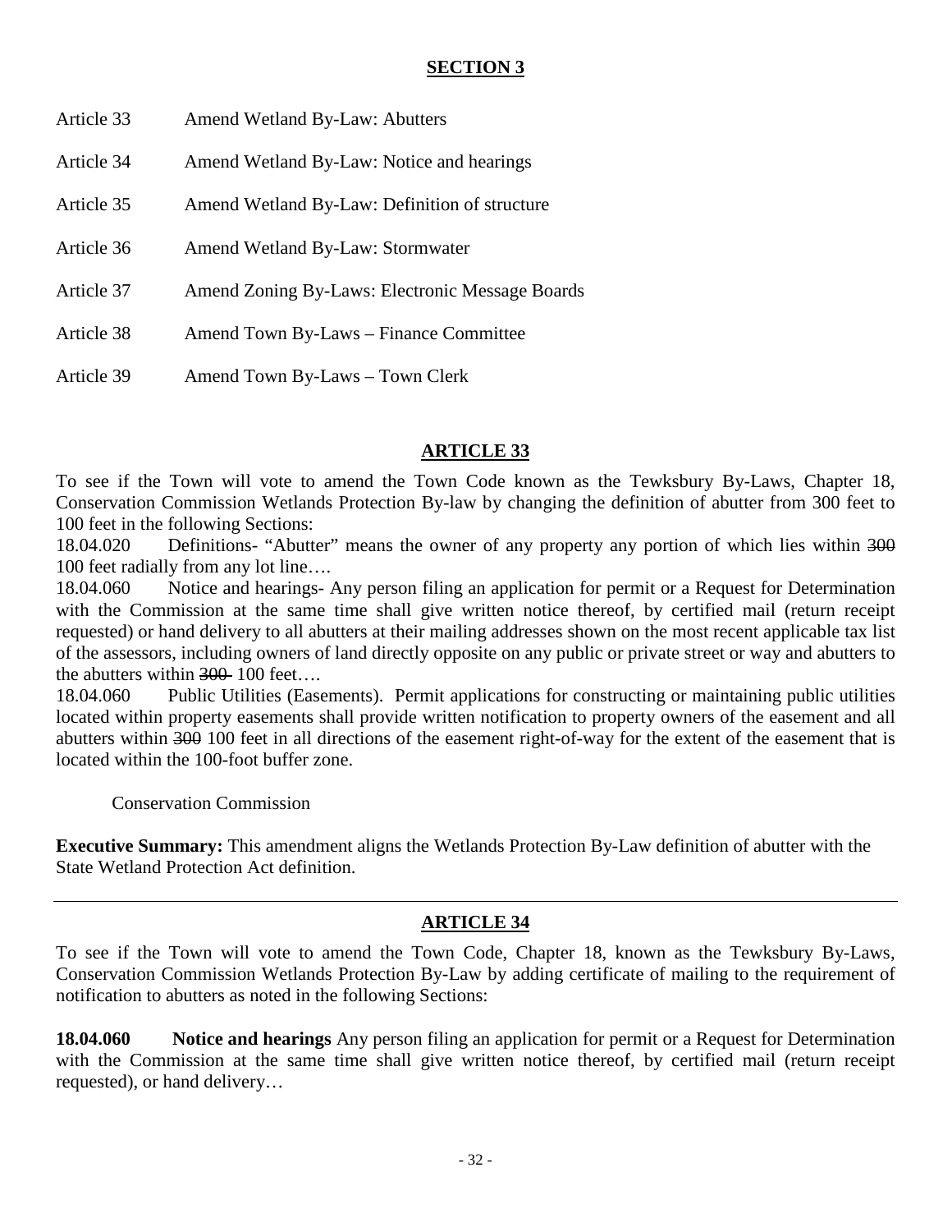## SECTION 3

| | |
|---|---|
| Article 33 | Amend Wetland By-Law: Abutters |
| Article 34 | Amend Wetland By-Law: Notice and hearings |
| Article 35 | Amend Wetland By-Law: Definition of structure |
| Article 36 | Amend Wetland By-Law: Stormwater |
| Article 37 | Amend Zoning By-Laws: Electronic Message Boards |
| Article 38 | Amend Town By-Laws – Finance Committee |
| Article 39 | Amend Town By-Laws – Town Clerk |

## ARTICLE 33

To see if the Town will vote to amend the Town Code known as the Tewksbury By-Laws, Chapter 18, Conservation Commission Wetlands Protection By-law by changing the definition of abutter from 300 feet to 100 feet in the following Sections:

18.04.020 Definitions- "Abutter" means the owner of any property any portion of which lies within ~~300~~ 100 feet radially from any lot line….

18.04.060 Notice and hearings- Any person filing an application for permit or a Request for Determination with the Commission at the same time shall give written notice thereof, by certified mail (return receipt requested) or hand delivery to all abutters at their mailing addresses shown on the most recent applicable tax list of the assessors, including owners of land directly opposite on any public or private street or way and abutters to the abutters within ~~300~~ 100 feet….

18.04.060 Public Utilities (Easements). Permit applications for constructing or maintaining public utilities located within property easements shall provide written notification to property owners of the easement and all abutters within ~~300~~ 100 feet in all directions of the easement right-of-way for the extent of the easement that is located within the 100-foot buffer zone.

Conservation Commission

**Executive Summary:** This amendment aligns the Wetlands Protection By-Law definition of abutter with the State Wetland Protection Act definition.

---

## ARTICLE 34

To see if the Town will vote to amend the Town Code, Chapter 18, known as the Tewksbury By-Laws, Conservation Commission Wetlands Protection By-Law by adding certificate of mailing to the requirement of notification to abutters as noted in the following Sections:

**18.04.060 Notice and hearings** Any person filing an application for permit or a Request for Determination with the Commission at the same time shall give written notice thereof, by certified mail (return receipt requested), or hand delivery…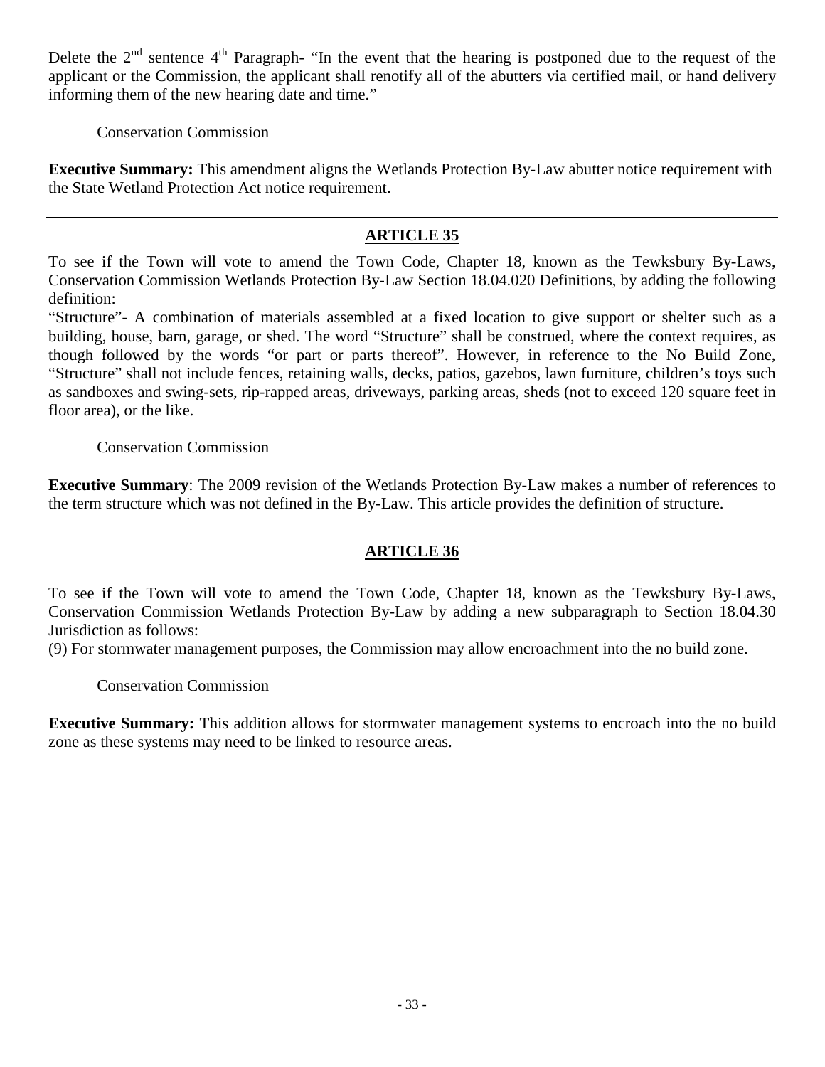Delete the 2nd sentence 4th Paragraph- "In the event that the hearing is postponed due to the request of the applicant or the Commission, the applicant shall renotify all of the abutters via certified mail, or hand delivery informing them of the new hearing date and time."

Conservation Commission

**Executive Summary:** This amendment aligns the Wetlands Protection By-Law abutter notice requirement with the State Wetland Protection Act notice requirement.

---

## ARTICLE 35

To see if the Town will vote to amend the Town Code, Chapter 18, known as the Tewksbury By-Laws, Conservation Commission Wetlands Protection By-Law Section 18.04.020 Definitions, by adding the following definition:

"Structure"- A combination of materials assembled at a fixed location to give support or shelter such as a building, house, barn, garage, or shed. The word "Structure" shall be construed, where the context requires, as though followed by the words "or part or parts thereof". However, in reference to the No Build Zone, "Structure" shall not include fences, retaining walls, decks, patios, gazebos, lawn furniture, children's toys such as sandboxes and swing-sets, rip-rapped areas, driveways, parking areas, sheds (not to exceed 120 square feet in floor area), or the like.

Conservation Commission

**Executive Summary**: The 2009 revision of the Wetlands Protection By-Law makes a number of references to the term structure which was not defined in the By-Law. This article provides the definition of structure.

---

## ARTICLE 36

To see if the Town will vote to amend the Town Code, Chapter 18, known as the Tewksbury By-Laws, Conservation Commission Wetlands Protection By-Law by adding a new subparagraph to Section 18.04.30 Jurisdiction as follows:

(9) For stormwater management purposes, the Commission may allow encroachment into the no build zone.

Conservation Commission

**Executive Summary:** This addition allows for stormwater management systems to encroach into the no build zone as these systems may need to be linked to resource areas.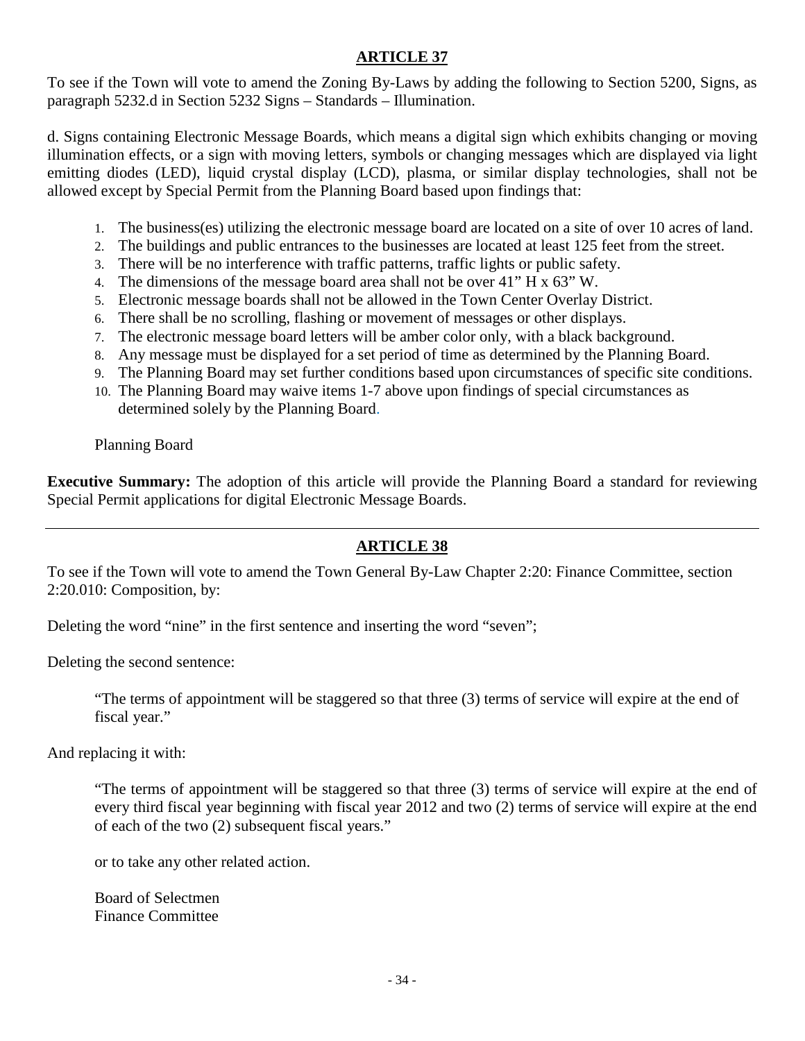## ARTICLE 37

To see if the Town will vote to amend the Zoning By-Laws by adding the following to Section 5200, Signs, as paragraph 5232.d in Section 5232 Signs – Standards – Illumination.

d. Signs containing Electronic Message Boards, which means a digital sign which exhibits changing or moving illumination effects, or a sign with moving letters, symbols or changing messages which are displayed via light emitting diodes (LED), liquid crystal display (LCD), plasma, or similar display technologies, shall not be allowed except by Special Permit from the Planning Board based upon findings that:

1. The business(es) utilizing the electronic message board are located on a site of over 10 acres of land.
2. The buildings and public entrances to the businesses are located at least 125 feet from the street.
3. There will be no interference with traffic patterns, traffic lights or public safety.
4. The dimensions of the message board area shall not be over 41" H x 63" W.
5. Electronic message boards shall not be allowed in the Town Center Overlay District.
6. There shall be no scrolling, flashing or movement of messages or other displays.
7. The electronic message board letters will be amber color only, with a black background.
8. Any message must be displayed for a set period of time as determined by the Planning Board.
9. The Planning Board may set further conditions based upon circumstances of specific site conditions.
10. The Planning Board may waive items 1-7 above upon findings of special circumstances as determined solely by the Planning Board.

Planning Board

**Executive Summary:** The adoption of this article will provide the Planning Board a standard for reviewing Special Permit applications for digital Electronic Message Boards.

---

## ARTICLE 38

To see if the Town will vote to amend the Town General By-Law Chapter 2:20: Finance Committee, section 2:20.010: Composition, by:

Deleting the word "nine" in the first sentence and inserting the word "seven";

Deleting the second sentence:

> "The terms of appointment will be staggered so that three (3) terms of service will expire at the end of fiscal year."

And replacing it with:

> "The terms of appointment will be staggered so that three (3) terms of service will expire at the end of every third fiscal year beginning with fiscal year 2012 and two (2) terms of service will expire at the end of each of the two (2) subsequent fiscal years."

or to take any other related action.

Board of Selectmen
Finance Committee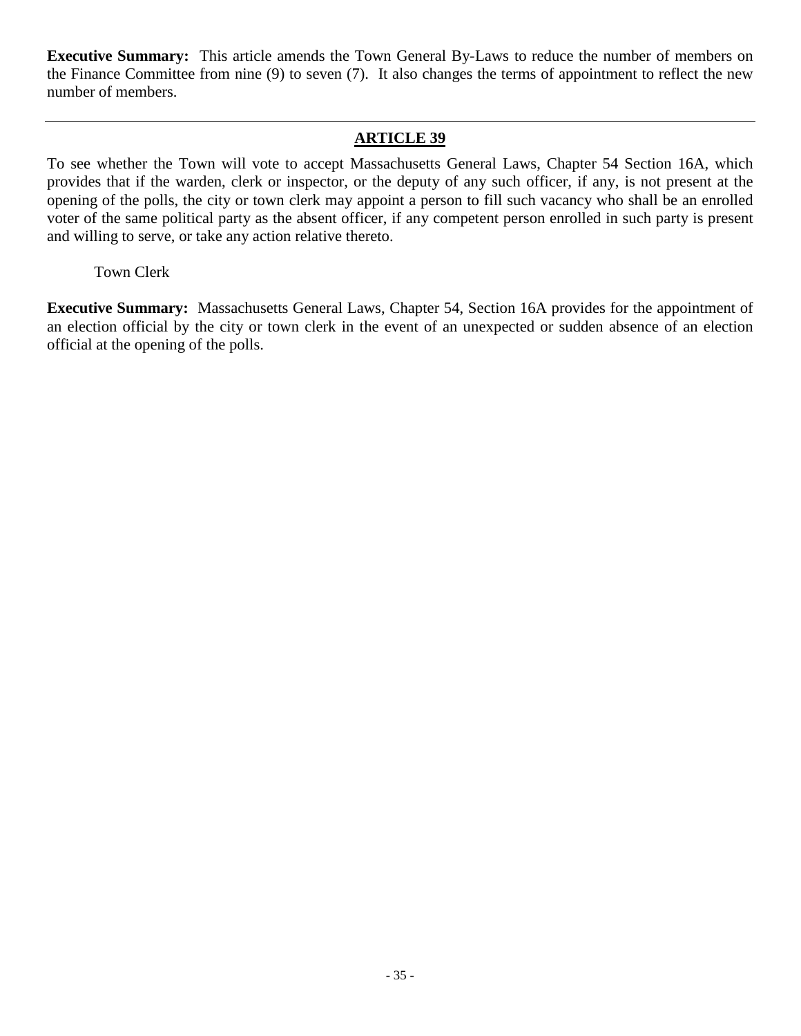**Executive Summary:** This article amends the Town General By-Laws to reduce the number of members on the Finance Committee from nine (9) to seven (7). It also changes the terms of appointment to reflect the new number of members.

---

## ARTICLE 39

To see whether the Town will vote to accept Massachusetts General Laws, Chapter 54 Section 16A, which provides that if the warden, clerk or inspector, or the deputy of any such officer, if any, is not present at the opening of the polls, the city or town clerk may appoint a person to fill such vacancy who shall be an enrolled voter of the same political party as the absent officer, if any competent person enrolled in such party is present and willing to serve, or take any action relative thereto.

Town Clerk

**Executive Summary:** Massachusetts General Laws, Chapter 54, Section 16A provides for the appointment of an election official by the city or town clerk in the event of an unexpected or sudden absence of an election official at the opening of the polls.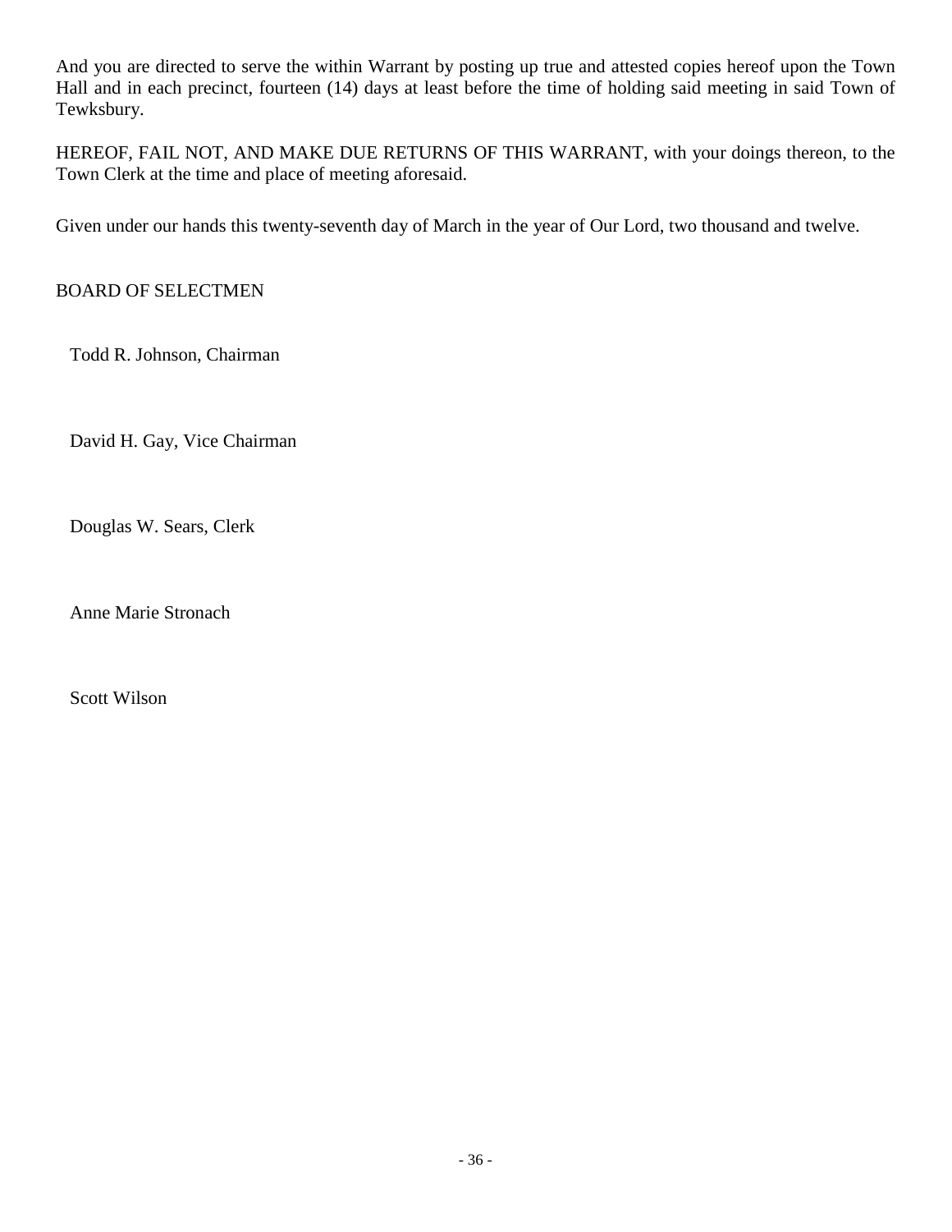And you are directed to serve the within Warrant by posting up true and attested copies hereof upon the Town Hall and in each precinct, fourteen (14) days at least before the time of holding said meeting in said Town of Tewksbury.

HEREOF, FAIL NOT, AND MAKE DUE RETURNS OF THIS WARRANT, with your doings thereon, to the Town Clerk at the time and place of meeting aforesaid.

Given under our hands this twenty-seventh day of March in the year of Our Lord, two thousand and twelve.

BOARD OF SELECTMEN

Todd R. Johnson, Chairman

David H. Gay, Vice Chairman

Douglas W. Sears, Clerk

Anne Marie Stronach

Scott Wilson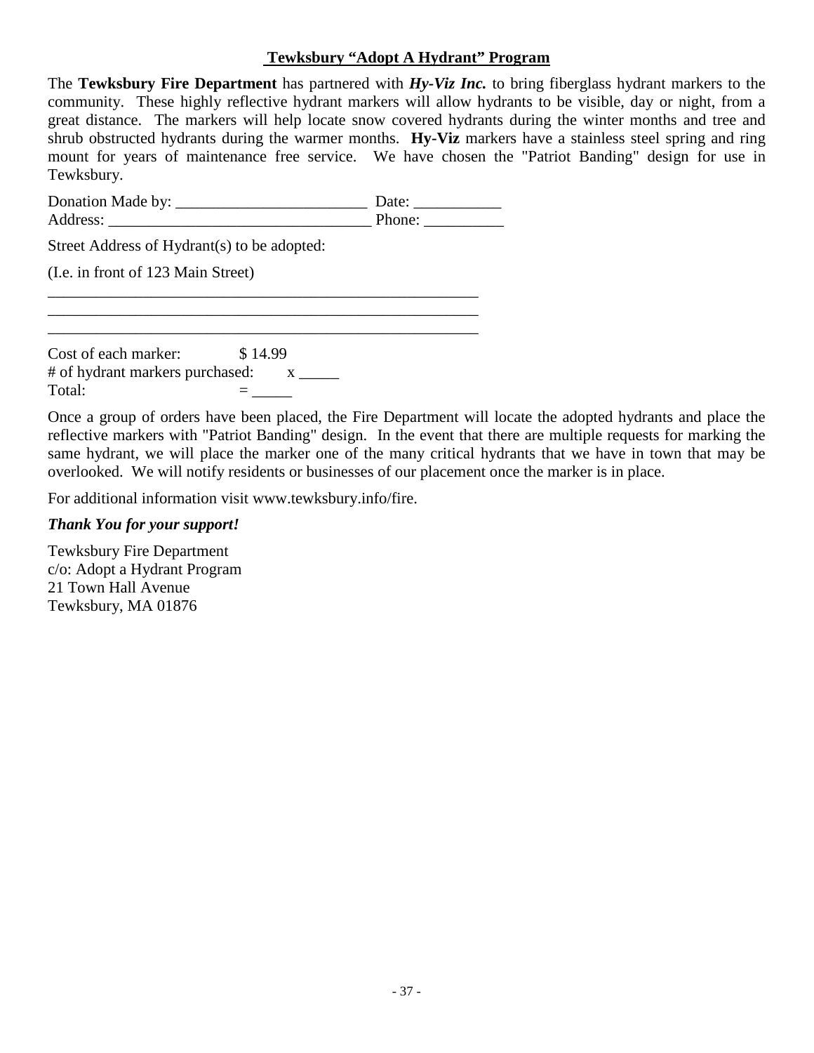**Tewksbury "Adopt A Hydrant" Program**

The **Tewksbury Fire Department** has partnered with ***Hy-Viz Inc.*** to bring fiberglass hydrant markers to the community. These highly reflective hydrant markers will allow hydrants to be visible, day or night, from a great distance. The markers will help locate snow covered hydrants during the winter months and tree and shrub obstructed hydrants during the warmer months. **Hy-Viz** markers have a stainless steel spring and ring mount for years of maintenance free service. We have chosen the "Patriot Banding" design for use in Tewksbury.

Donation Made by: ________________________ Date: ___________
Address: _________________________________ Phone: __________

Street Address of Hydrant(s) to be adopted:

(I.e. in front of 123 Main Street)

_______________________________________________________
_______________________________________________________
_______________________________________________________

Cost of each marker: $ 14.99
# of hydrant markers purchased: x _____
Total: = _____

Once a group of orders have been placed, the Fire Department will locate the adopted hydrants and place the reflective markers with "Patriot Banding" design. In the event that there are multiple requests for marking the same hydrant, we will place the marker one of the many critical hydrants that we have in town that may be overlooked. We will notify residents or businesses of our placement once the marker is in place.

For additional information visit www.tewksbury.info/fire.

***Thank You for your support!***

Tewksbury Fire Department
c/o: Adopt a Hydrant Program
21 Town Hall Avenue
Tewksbury, MA 01876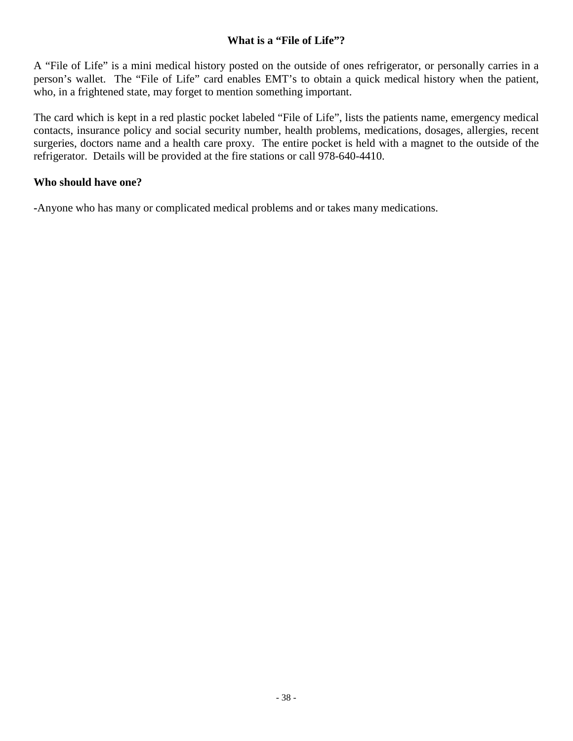## What is a "File of Life"?

A "File of Life" is a mini medical history posted on the outside of ones refrigerator, or personally carries in a person's wallet. The "File of Life" card enables EMT's to obtain a quick medical history when the patient, who, in a frightened state, may forget to mention something important.

The card which is kept in a red plastic pocket labeled "File of Life", lists the patients name, emergency medical contacts, insurance policy and social security number, health problems, medications, dosages, allergies, recent surgeries, doctors name and a health care proxy. The entire pocket is held with a magnet to the outside of the refrigerator. Details will be provided at the fire stations or call 978-640-4410.

**Who should have one?**

-Anyone who has many or complicated medical problems and or takes many medications.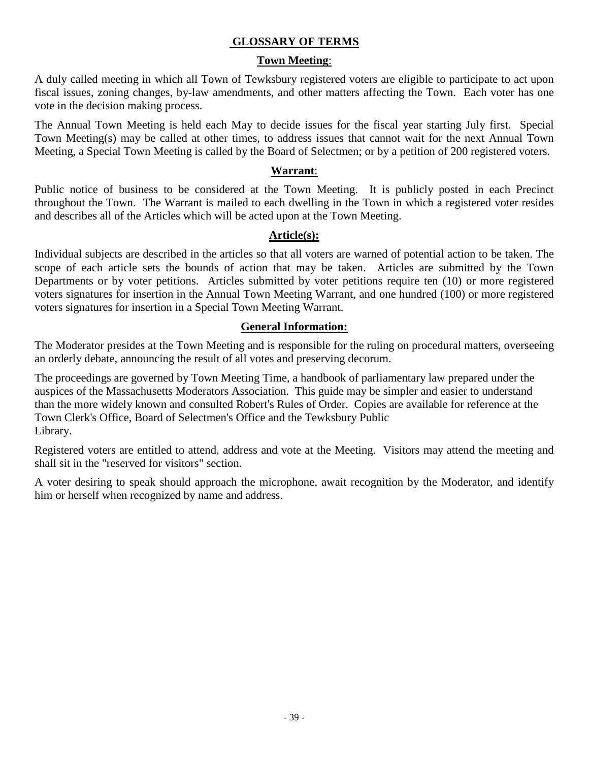# GLOSSARY OF TERMS

## Town Meeting:

A duly called meeting in which all Town of Tewksbury registered voters are eligible to participate to act upon fiscal issues, zoning changes, by-law amendments, and other matters affecting the Town. Each voter has one vote in the decision making process.

The Annual Town Meeting is held each May to decide issues for the fiscal year starting July first. Special Town Meeting(s) may be called at other times, to address issues that cannot wait for the next Annual Town Meeting, a Special Town Meeting is called by the Board of Selectmen; or by a petition of 200 registered voters.

## Warrant:

Public notice of business to be considered at the Town Meeting. It is publicly posted in each Precinct throughout the Town. The Warrant is mailed to each dwelling in the Town in which a registered voter resides and describes all of the Articles which will be acted upon at the Town Meeting.

## Article(s):

Individual subjects are described in the articles so that all voters are warned of potential action to be taken. The scope of each article sets the bounds of action that may be taken. Articles are submitted by the Town Departments or by voter petitions. Articles submitted by voter petitions require ten (10) or more registered voters signatures for insertion in the Annual Town Meeting Warrant, and one hundred (100) or more registered voters signatures for insertion in a Special Town Meeting Warrant.

## General Information:

The Moderator presides at the Town Meeting and is responsible for the ruling on procedural matters, overseeing an orderly debate, announcing the result of all votes and preserving decorum.

The proceedings are governed by Town Meeting Time, a handbook of parliamentary law prepared under the auspices of the Massachusetts Moderators Association. This guide may be simpler and easier to understand than the more widely known and consulted Robert's Rules of Order. Copies are available for reference at the Town Clerk's Office, Board of Selectmen's Office and the Tewksbury Public Library.

Registered voters are entitled to attend, address and vote at the Meeting. Visitors may attend the meeting and shall sit in the "reserved for visitors" section.

A voter desiring to speak should approach the microphone, await recognition by the Moderator, and identify him or herself when recognized by name and address.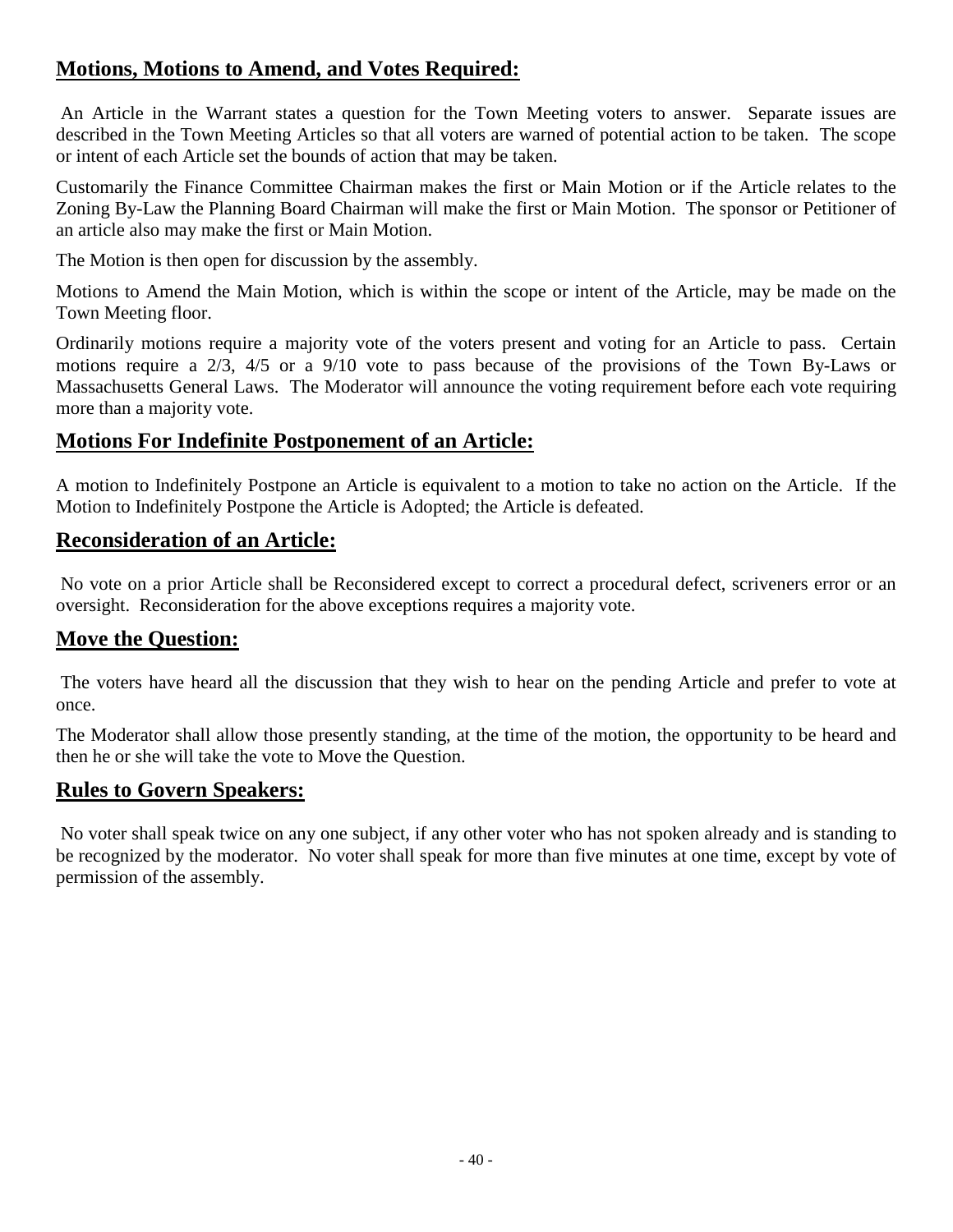## Motions, Motions to Amend, and Votes Required:

An Article in the Warrant states a question for the Town Meeting voters to answer. Separate issues are described in the Town Meeting Articles so that all voters are warned of potential action to be taken. The scope or intent of each Article set the bounds of action that may be taken.

Customarily the Finance Committee Chairman makes the first or Main Motion or if the Article relates to the Zoning By-Law the Planning Board Chairman will make the first or Main Motion. The sponsor or Petitioner of an article also may make the first or Main Motion.

The Motion is then open for discussion by the assembly.

Motions to Amend the Main Motion, which is within the scope or intent of the Article, may be made on the Town Meeting floor.

Ordinarily motions require a majority vote of the voters present and voting for an Article to pass. Certain motions require a 2/3, 4/5 or a 9/10 vote to pass because of the provisions of the Town By-Laws or Massachusetts General Laws. The Moderator will announce the voting requirement before each vote requiring more than a majority vote.

## Motions For Indefinite Postponement of an Article:

A motion to Indefinitely Postpone an Article is equivalent to a motion to take no action on the Article. If the Motion to Indefinitely Postpone the Article is Adopted; the Article is defeated.

## Reconsideration of an Article:

No vote on a prior Article shall be Reconsidered except to correct a procedural defect, scriveners error or an oversight. Reconsideration for the above exceptions requires a majority vote.

## Move the Question:

The voters have heard all the discussion that they wish to hear on the pending Article and prefer to vote at once.

The Moderator shall allow those presently standing, at the time of the motion, the opportunity to be heard and then he or she will take the vote to Move the Question.

## Rules to Govern Speakers:

No voter shall speak twice on any one subject, if any other voter who has not spoken already and is standing to be recognized by the moderator. No voter shall speak for more than five minutes at one time, except by vote of permission of the assembly.